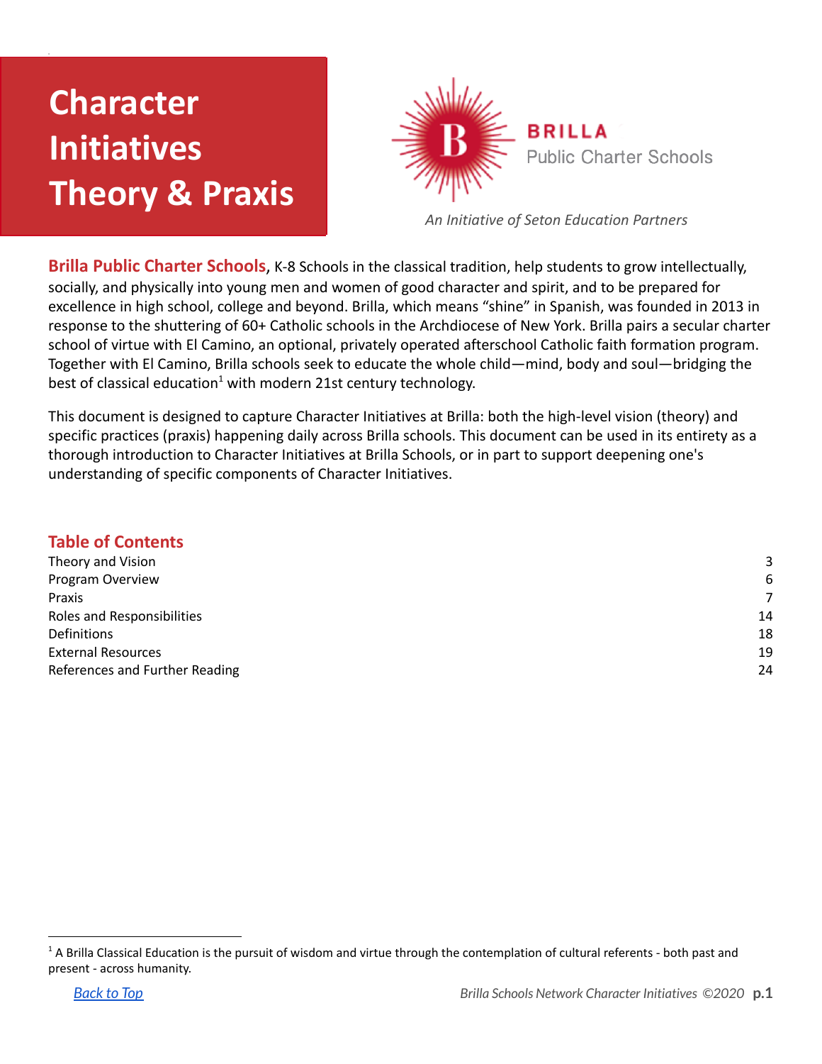# Character Initiatives Theory & Praxis

**BRILLA**
Public Charter Schools

*An Initiative of Seton Education Partners*

**Brilla Public Charter Schools**, K-8 Schools in the classical tradition, help students to grow intellectually, socially, and physically into young men and women of good character and spirit, and to be prepared for excellence in high school, college and beyond. Brilla, which means "shine" in Spanish, was founded in 2013 in response to the shuttering of 60+ Catholic schools in the Archdiocese of New York. Brilla pairs a secular charter school of virtue with El Camino, an optional, privately operated afterschool Catholic faith formation program. Together with El Camino, Brilla schools seek to educate the whole child—mind, body and soul—bridging the best of classical education[1] with modern 21st century technology.

This document is designed to capture Character Initiatives at Brilla: both the high-level vision (theory) and specific practices (praxis) happening daily across Brilla schools. This document can be used in its entirety as a thorough introduction to Character Initiatives at Brilla Schools, or in part to support deepening one's understanding of specific components of Character Initiatives.

## Table of Contents

| | |
|---|---|
| Theory and Vision | 3 |
| Program Overview | 6 |
| Praxis | 7 |
| Roles and Responsibilities | 14 |
| Definitions | 18 |
| External Resources | 19 |
| References and Further Reading | 24 |

[1] A Brilla Classical Education is the pursuit of wisdom and virtue through the contemplation of cultural referents - both past and present - across humanity.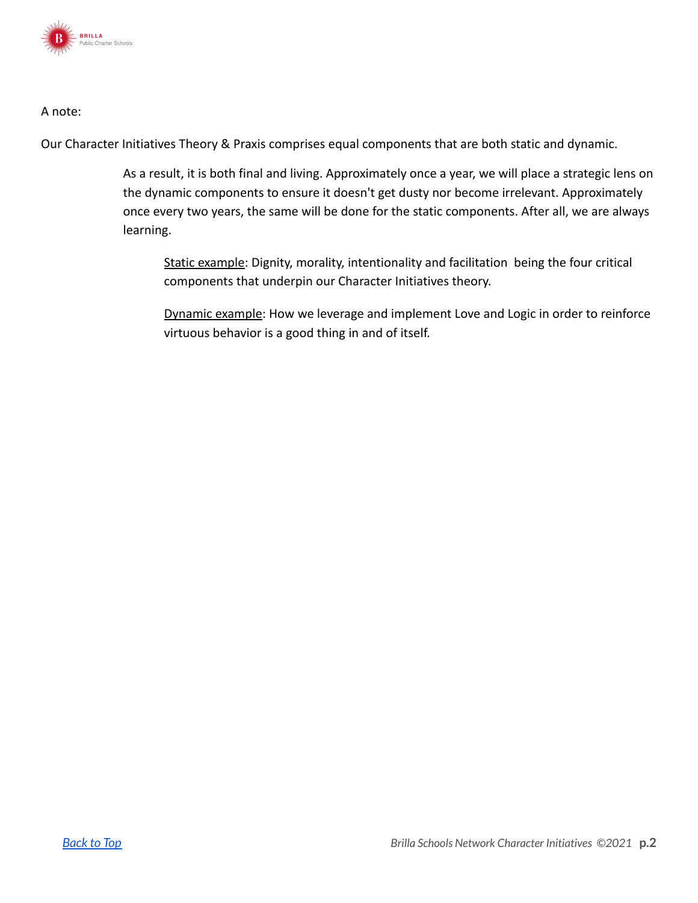A note:

Our Character Initiatives Theory & Praxis comprises equal components that are both static and dynamic.

> As a result, it is both final and living. Approximately once a year, we will place a strategic lens on the dynamic components to ensure it doesn't get dusty nor become irrelevant. Approximately once every two years, the same will be done for the static components. After all, we are always learning.
>
> > <u>Static example</u>: Dignity, morality, intentionality and facilitation being the four critical components that underpin our Character Initiatives theory.
> >
> > <u>Dynamic example</u>: How we leverage and implement Love and Logic in order to reinforce virtuous behavior is a good thing in and of itself.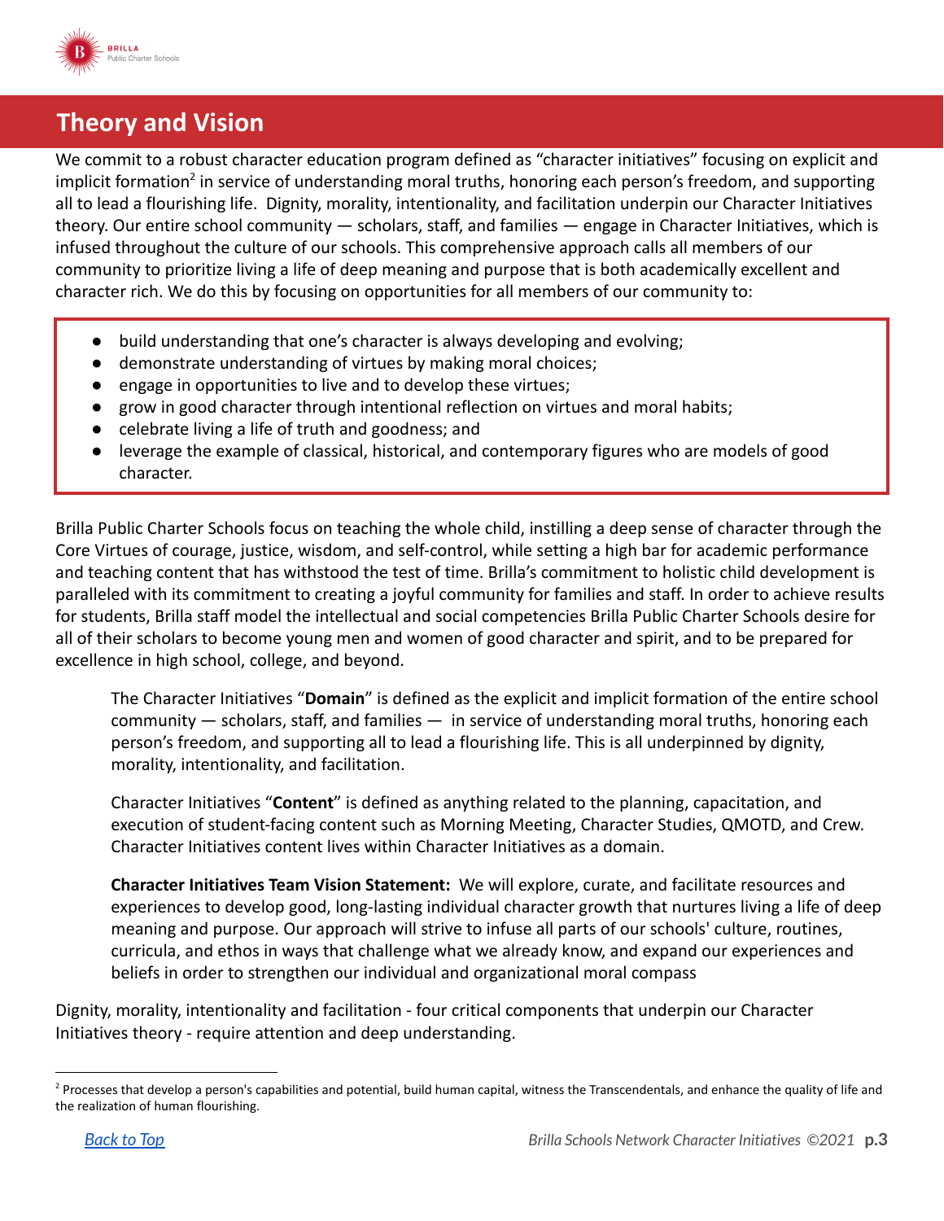## Theory and Vision

We commit to a robust character education program defined as "character initiatives" focusing on explicit and implicit formation[2] in service of understanding moral truths, honoring each person's freedom, and supporting all to lead a flourishing life. Dignity, morality, intentionality, and facilitation underpin our Character Initiatives theory. Our entire school community — scholars, staff, and families — engage in Character Initiatives, which is infused throughout the culture of our schools. This comprehensive approach calls all members of our community to prioritize living a life of deep meaning and purpose that is both academically excellent and character rich. We do this by focusing on opportunities for all members of our community to:

- build understanding that one's character is always developing and evolving;
- demonstrate understanding of virtues by making moral choices;
- engage in opportunities to live and to develop these virtues;
- grow in good character through intentional reflection on virtues and moral habits;
- celebrate living a life of truth and goodness; and
- leverage the example of classical, historical, and contemporary figures who are models of good character.

Brilla Public Charter Schools focus on teaching the whole child, instilling a deep sense of character through the Core Virtues of courage, justice, wisdom, and self-control, while setting a high bar for academic performance and teaching content that has withstood the test of time. Brilla's commitment to holistic child development is paralleled with its commitment to creating a joyful community for families and staff. In order to achieve results for students, Brilla staff model the intellectual and social competencies Brilla Public Charter Schools desire for all of their scholars to become young men and women of good character and spirit, and to be prepared for excellence in high school, college, and beyond.

> The Character Initiatives "**Domain**" is defined as the explicit and implicit formation of the entire school community — scholars, staff, and families — in service of understanding moral truths, honoring each person's freedom, and supporting all to lead a flourishing life. This is all underpinned by dignity, morality, intentionality, and facilitation.
>
> Character Initiatives "**Content**" is defined as anything related to the planning, capacitation, and execution of student-facing content such as Morning Meeting, Character Studies, QMOTD, and Crew. Character Initiatives content lives within Character Initiatives as a domain.
>
> **Character Initiatives Team Vision Statement:** We will explore, curate, and facilitate resources and experiences to develop good, long-lasting individual character growth that nurtures living a life of deep meaning and purpose. Our approach will strive to infuse all parts of our schools' culture, routines, curricula, and ethos in ways that challenge what we already know, and expand our experiences and beliefs in order to strengthen our individual and organizational moral compass

Dignity, morality, intentionality and facilitation - four critical components that underpin our Character Initiatives theory - require attention and deep understanding.

---

[2] Processes that develop a person's capabilities and potential, build human capital, witness the Transcendentals, and enhance the quality of life and the realization of human flourishing.

Back to Top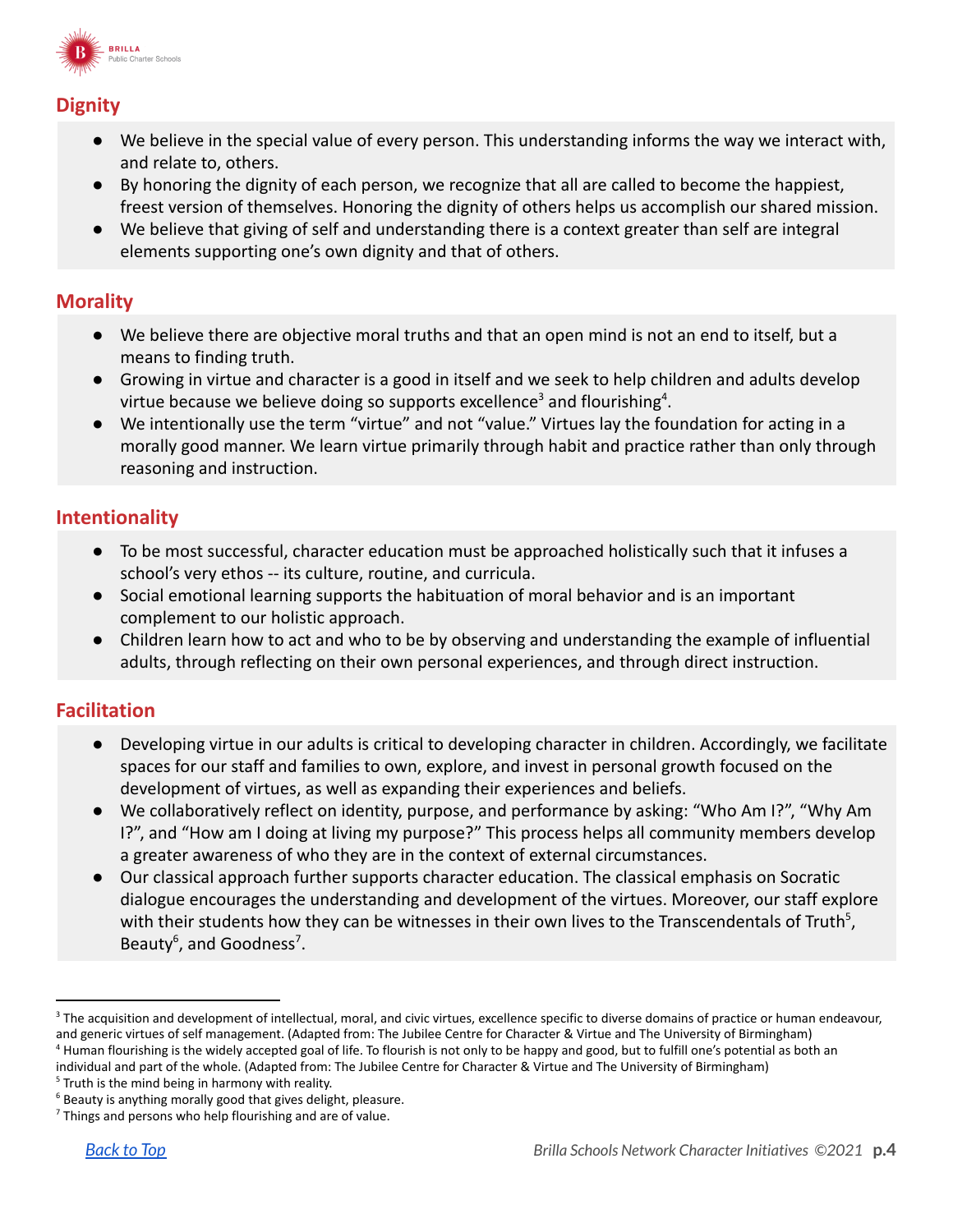## Dignity

- We believe in the special value of every person. This understanding informs the way we interact with, and relate to, others.
- By honoring the dignity of each person, we recognize that all are called to become the happiest, freest version of themselves. Honoring the dignity of others helps us accomplish our shared mission.
- We believe that giving of self and understanding there is a context greater than self are integral elements supporting one's own dignity and that of others.

## Morality

- We believe there are objective moral truths and that an open mind is not an end to itself, but a means to finding truth.
- Growing in virtue and character is a good in itself and we seek to help children and adults develop virtue because we believe doing so supports excellence[3] and flourishing[4].
- We intentionally use the term "virtue" and not "value." Virtues lay the foundation for acting in a morally good manner. We learn virtue primarily through habit and practice rather than only through reasoning and instruction.

## Intentionality

- To be most successful, character education must be approached holistically such that it infuses a school's very ethos -- its culture, routine, and curricula.
- Social emotional learning supports the habituation of moral behavior and is an important complement to our holistic approach.
- Children learn how to act and who to be by observing and understanding the example of influential adults, through reflecting on their own personal experiences, and through direct instruction.

## Facilitation

- Developing virtue in our adults is critical to developing character in children. Accordingly, we facilitate spaces for our staff and families to own, explore, and invest in personal growth focused on the development of virtues, as well as expanding their experiences and beliefs.
- We collaboratively reflect on identity, purpose, and performance by asking: "Who Am I?", "Why Am I?", and "How am I doing at living my purpose?" This process helps all community members develop a greater awareness of who they are in the context of external circumstances.
- Our classical approach further supports character education. The classical emphasis on Socratic dialogue encourages the understanding and development of the virtues. Moreover, our staff explore with their students how they can be witnesses in their own lives to the Transcendentals of Truth[5], Beauty[6], and Goodness[7].

---

[3] The acquisition and development of intellectual, moral, and civic virtues, excellence specific to diverse domains of practice or human endeavour, and generic virtues of self management. (Adapted from: The Jubilee Centre for Character & Virtue and The University of Birmingham)

[4] Human flourishing is the widely accepted goal of life. To flourish is not only to be happy and good, but to fulfill one's potential as both an individual and part of the whole. (Adapted from: The Jubilee Centre for Character & Virtue and The University of Birmingham)

[5] Truth is the mind being in harmony with reality.

[6] Beauty is anything morally good that gives delight, pleasure.

[7] Things and persons who help flourishing and are of value.

Back to Top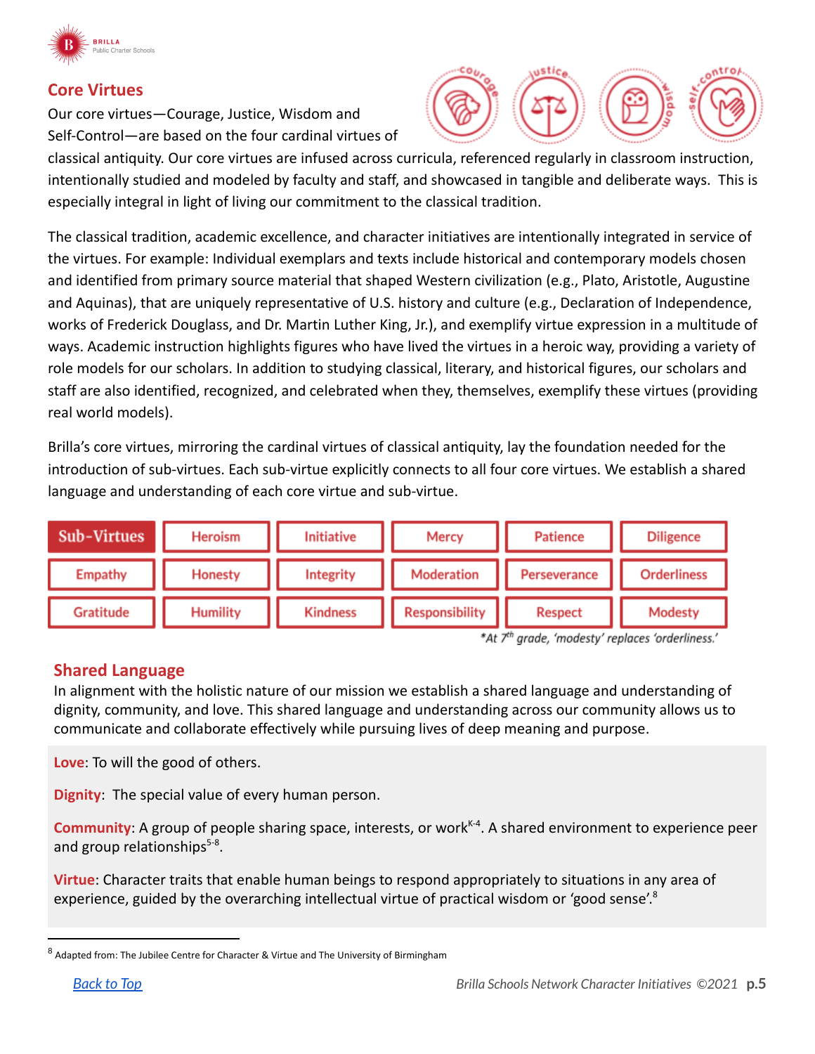## Core Virtues

Our core virtues—Courage, Justice, Wisdom and Self-Control—are based on the four cardinal virtues of classical antiquity. Our core virtues are infused across curricula, referenced regularly in classroom instruction, intentionally studied and modeled by faculty and staff, and showcased in tangible and deliberate ways. This is especially integral in light of living our commitment to the classical tradition.

The classical tradition, academic excellence, and character initiatives are intentionally integrated in service of the virtues. For example: Individual exemplars and texts include historical and contemporary models chosen and identified from primary source material that shaped Western civilization (e.g., Plato, Aristotle, Augustine and Aquinas), that are uniquely representative of U.S. history and culture (e.g., Declaration of Independence, works of Frederick Douglass, and Dr. Martin Luther King, Jr.), and exemplify virtue expression in a multitude of ways. Academic instruction highlights figures who have lived the virtues in a heroic way, providing a variety of role models for our scholars. In addition to studying classical, literary, and historical figures, our scholars and staff are also identified, recognized, and celebrated when they, themselves, exemplify these virtues (providing real world models).

Brilla's core virtues, mirroring the cardinal virtues of classical antiquity, lay the foundation needed for the introduction of sub-virtues. Each sub-virtue explicitly connects to all four core virtues. We establish a shared language and understanding of each core virtue and sub-virtue.

| Sub-Virtues | Heroism | Initiative | Mercy | Patience | Diligence |
|---|---|---|---|---|---|
| Empathy | Honesty | Integrity | Moderation | Perseverance | Orderliness |
| Gratitude | Humility | Kindness | Responsibility | Respect | Modesty |

*At 7th grade, 'modesty' replaces 'orderliness.'*

## Shared Language

In alignment with the holistic nature of our mission we establish a shared language and understanding of dignity, community, and love. This shared language and understanding across our community allows us to communicate and collaborate effectively while pursuing lives of deep meaning and purpose.

**Love**: To will the good of others.

**Dignity**: The special value of every human person.

**Community**: A group of people sharing space, interests, or work[K-4]. A shared environment to experience peer and group relationships[5-8].

**Virtue**: Character traits that enable human beings to respond appropriately to situations in any area of experience, guided by the overarching intellectual virtue of practical wisdom or 'good sense'.[8]

[8] Adapted from: The Jubilee Centre for Character & Virtue and The University of Birmingham

Back to Top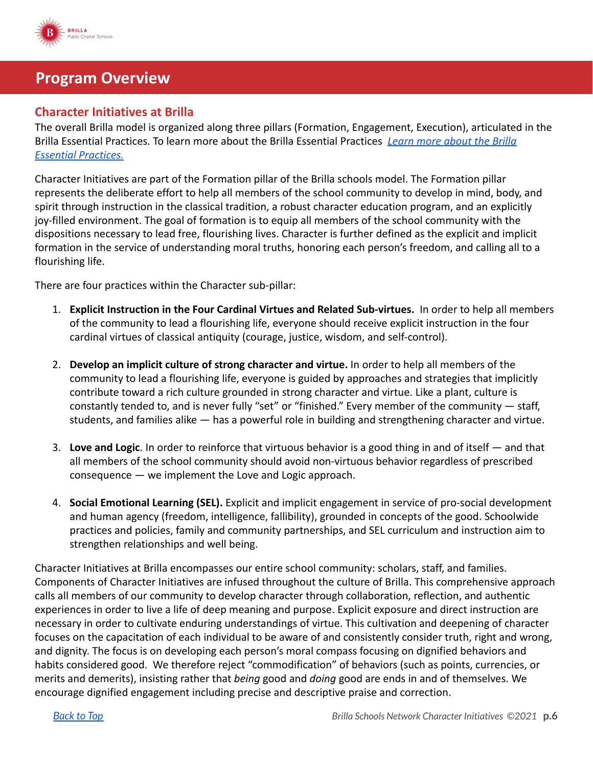# Program Overview

## Character Initiatives at Brilla

The overall Brilla model is organized along three pillars (Formation, Engagement, Execution), articulated in the Brilla Essential Practices. To learn more about the Brilla Essential Practices *Learn more about the Brilla Essential Practices.*

Character Initiatives are part of the Formation pillar of the Brilla schools model. The Formation pillar represents the deliberate effort to help all members of the school community to develop in mind, body, and spirit through instruction in the classical tradition, a robust character education program, and an explicitly joy-filled environment. The goal of formation is to equip all members of the school community with the dispositions necessary to lead free, flourishing lives. Character is further defined as the explicit and implicit formation in the service of understanding moral truths, honoring each person's freedom, and calling all to a flourishing life.

There are four practices within the Character sub-pillar:

1. **Explicit Instruction in the Four Cardinal Virtues and Related Sub-virtues.** In order to help all members of the community to lead a flourishing life, everyone should receive explicit instruction in the four cardinal virtues of classical antiquity (courage, justice, wisdom, and self-control).

2. **Develop an implicit culture of strong character and virtue.** In order to help all members of the community to lead a flourishing life, everyone is guided by approaches and strategies that implicitly contribute toward a rich culture grounded in strong character and virtue. Like a plant, culture is constantly tended to, and is never fully "set" or "finished." Every member of the community — staff, students, and families alike — has a powerful role in building and strengthening character and virtue.

3. **Love and Logic**. In order to reinforce that virtuous behavior is a good thing in and of itself — and that all members of the school community should avoid non-virtuous behavior regardless of prescribed consequence — we implement the Love and Logic approach.

4. **Social Emotional Learning (SEL).** Explicit and implicit engagement in service of pro-social development and human agency (freedom, intelligence, fallibility), grounded in concepts of the good. Schoolwide practices and policies, family and community partnerships, and SEL curriculum and instruction aim to strengthen relationships and well being.

Character Initiatives at Brilla encompasses our entire school community: scholars, staff, and families. Components of Character Initiatives are infused throughout the culture of Brilla. This comprehensive approach calls all members of our community to develop character through collaboration, reflection, and authentic experiences in order to live a life of deep meaning and purpose. Explicit exposure and direct instruction are necessary in order to cultivate enduring understandings of virtue. This cultivation and deepening of character focuses on the capacitation of each individual to be aware of and consistently consider truth, right and wrong, and dignity. The focus is on developing each person's moral compass focusing on dignified behaviors and habits considered good. We therefore reject "commodification" of behaviors (such as points, currencies, or merits and demerits), insisting rather that *being* good and *doing* good are ends in and of themselves. We encourage dignified engagement including precise and descriptive praise and correction.

*Back to Top*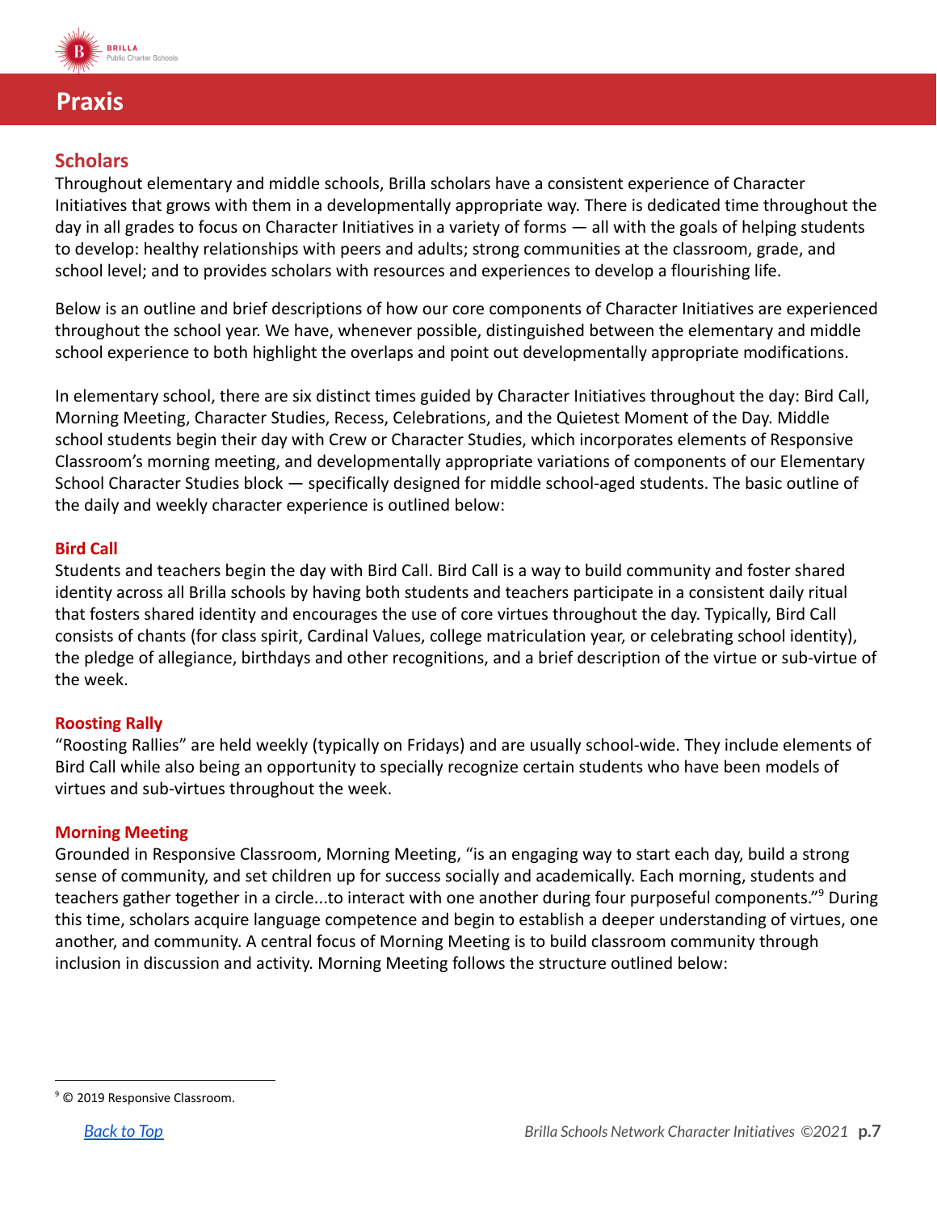# Praxis

## Scholars

Throughout elementary and middle schools, Brilla scholars have a consistent experience of Character Initiatives that grows with them in a developmentally appropriate way. There is dedicated time throughout the day in all grades to focus on Character Initiatives in a variety of forms — all with the goals of helping students to develop: healthy relationships with peers and adults; strong communities at the classroom, grade, and school level; and to provides scholars with resources and experiences to develop a flourishing life.

Below is an outline and brief descriptions of how our core components of Character Initiatives are experienced throughout the school year. We have, whenever possible, distinguished between the elementary and middle school experience to both highlight the overlaps and point out developmentally appropriate modifications.

In elementary school, there are six distinct times guided by Character Initiatives throughout the day: Bird Call, Morning Meeting, Character Studies, Recess, Celebrations, and the Quietest Moment of the Day. Middle school students begin their day with Crew or Character Studies, which incorporates elements of Responsive Classroom's morning meeting, and developmentally appropriate variations of components of our Elementary School Character Studies block — specifically designed for middle school-aged students. The basic outline of the daily and weekly character experience is outlined below:

### Bird Call

Students and teachers begin the day with Bird Call. Bird Call is a way to build community and foster shared identity across all Brilla schools by having both students and teachers participate in a consistent daily ritual that fosters shared identity and encourages the use of core virtues throughout the day. Typically, Bird Call consists of chants (for class spirit, Cardinal Values, college matriculation year, or celebrating school identity), the pledge of allegiance, birthdays and other recognitions, and a brief description of the virtue or sub-virtue of the week.

### Roosting Rally

"Roosting Rallies" are held weekly (typically on Fridays) and are usually school-wide. They include elements of Bird Call while also being an opportunity to specially recognize certain students who have been models of virtues and sub-virtues throughout the week.

### Morning Meeting

Grounded in Responsive Classroom, Morning Meeting, "is an engaging way to start each day, build a strong sense of community, and set children up for success socially and academically. Each morning, students and teachers gather together in a circle...to interact with one another during four purposeful components."[9] During this time, scholars acquire language competence and begin to establish a deeper understanding of virtues, one another, and community. A central focus of Morning Meeting is to build classroom community through inclusion in discussion and activity. Morning Meeting follows the structure outlined below:

[9] © 2019 Responsive Classroom.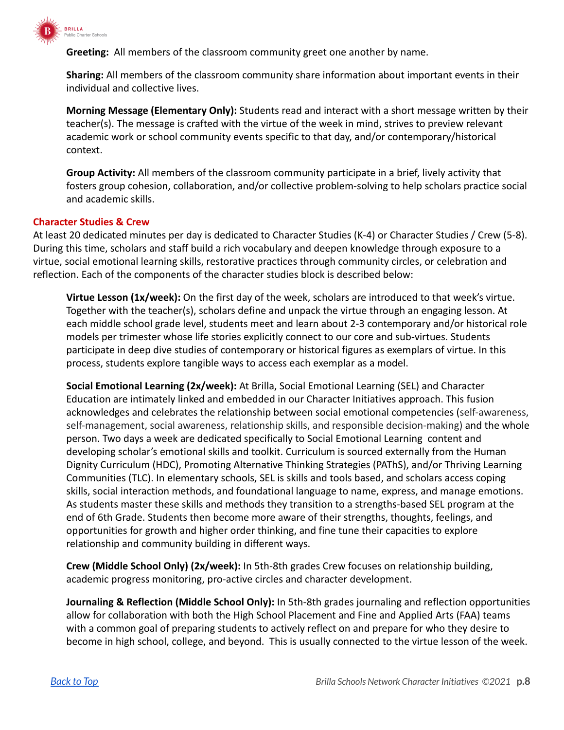**Greeting:** All members of the classroom community greet one another by name.

**Sharing:** All members of the classroom community share information about important events in their individual and collective lives.

**Morning Message (Elementary Only):** Students read and interact with a short message written by their teacher(s). The message is crafted with the virtue of the week in mind, strives to preview relevant academic work or school community events specific to that day, and/or contemporary/historical context.

**Group Activity:** All members of the classroom community participate in a brief, lively activity that fosters group cohesion, collaboration, and/or collective problem-solving to help scholars practice social and academic skills.

### Character Studies & Crew

At least 20 dedicated minutes per day is dedicated to Character Studies (K-4) or Character Studies / Crew (5-8). During this time, scholars and staff build a rich vocabulary and deepen knowledge through exposure to a virtue, social emotional learning skills, restorative practices through community circles, or celebration and reflection. Each of the components of the character studies block is described below:

**Virtue Lesson (1x/week):** On the first day of the week, scholars are introduced to that week's virtue. Together with the teacher(s), scholars define and unpack the virtue through an engaging lesson. At each middle school grade level, students meet and learn about 2-3 contemporary and/or historical role models per trimester whose life stories explicitly connect to our core and sub-virtues. Students participate in deep dive studies of contemporary or historical figures as exemplars of virtue. In this process, students explore tangible ways to access each exemplar as a model.

**Social Emotional Learning (2x/week):** At Brilla, Social Emotional Learning (SEL) and Character Education are intimately linked and embedded in our Character Initiatives approach. This fusion acknowledges and celebrates the relationship between social emotional competencies (self-awareness, self-management, social awareness, relationship skills, and responsible decision-making) and the whole person. Two days a week are dedicated specifically to Social Emotional Learning content and developing scholar's emotional skills and toolkit. Curriculum is sourced externally from the Human Dignity Curriculum (HDC), Promoting Alternative Thinking Strategies (PAThS), and/or Thriving Learning Communities (TLC). In elementary schools, SEL is skills and tools based, and scholars access coping skills, social interaction methods, and foundational language to name, express, and manage emotions. As students master these skills and methods they transition to a strengths-based SEL program at the end of 6th Grade. Students then become more aware of their strengths, thoughts, feelings, and opportunities for growth and higher order thinking, and fine tune their capacities to explore relationship and community building in different ways.

**Crew (Middle School Only) (2x/week):** In 5th-8th grades Crew focuses on relationship building, academic progress monitoring, pro-active circles and character development.

**Journaling & Reflection (Middle School Only):** In 5th-8th grades journaling and reflection opportunities allow for collaboration with both the High School Placement and Fine and Applied Arts (FAA) teams with a common goal of preparing students to actively reflect on and prepare for who they desire to become in high school, college, and beyond. This is usually connected to the virtue lesson of the week.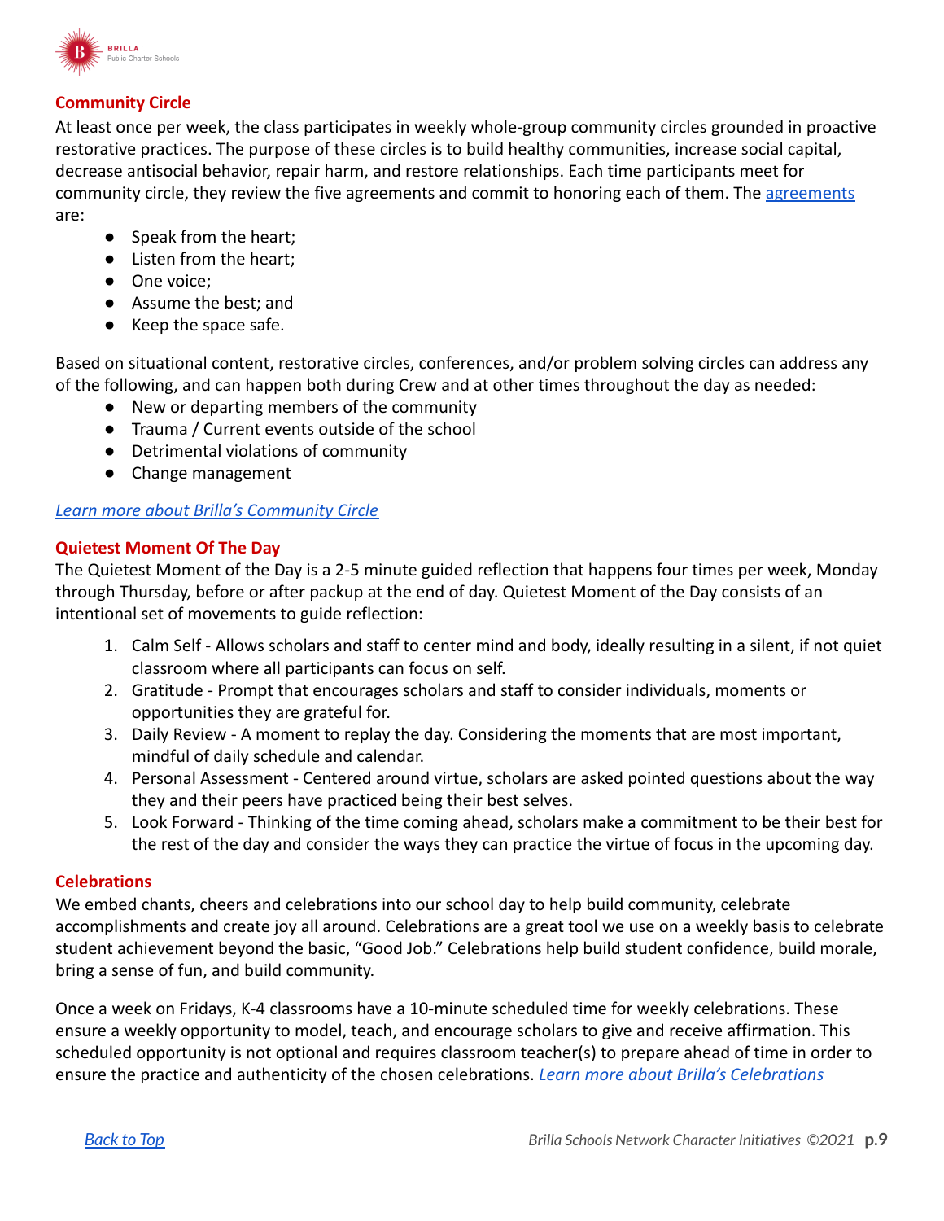## Community Circle

At least once per week, the class participates in weekly whole-group community circles grounded in proactive restorative practices. The purpose of these circles is to build healthy communities, increase social capital, decrease antisocial behavior, repair harm, and restore relationships. Each time participants meet for community circle, they review the five agreements and commit to honoring each of them. The agreements are:

- Speak from the heart;
- Listen from the heart;
- One voice;
- Assume the best; and
- Keep the space safe.

Based on situational content, restorative circles, conferences, and/or problem solving circles can address any of the following, and can happen both during Crew and at other times throughout the day as needed:

- New or departing members of the community
- Trauma / Current events outside of the school
- Detrimental violations of community
- Change management

*Learn more about Brilla's Community Circle*

## Quietest Moment Of The Day

The Quietest Moment of the Day is a 2-5 minute guided reflection that happens four times per week, Monday through Thursday, before or after packup at the end of day. Quietest Moment of the Day consists of an intentional set of movements to guide reflection:

1. Calm Self - Allows scholars and staff to center mind and body, ideally resulting in a silent, if not quiet classroom where all participants can focus on self.
2. Gratitude - Prompt that encourages scholars and staff to consider individuals, moments or opportunities they are grateful for.
3. Daily Review - A moment to replay the day. Considering the moments that are most important, mindful of daily schedule and calendar.
4. Personal Assessment - Centered around virtue, scholars are asked pointed questions about the way they and their peers have practiced being their best selves.
5. Look Forward - Thinking of the time coming ahead, scholars make a commitment to be their best for the rest of the day and consider the ways they can practice the virtue of focus in the upcoming day.

## Celebrations

We embed chants, cheers and celebrations into our school day to help build community, celebrate accomplishments and create joy all around. Celebrations are a great tool we use on a weekly basis to celebrate student achievement beyond the basic, "Good Job." Celebrations help build student confidence, build morale, bring a sense of fun, and build community.

Once a week on Fridays, K-4 classrooms have a 10-minute scheduled time for weekly celebrations. These ensure a weekly opportunity to model, teach, and encourage scholars to give and receive affirmation. This scheduled opportunity is not optional and requires classroom teacher(s) to prepare ahead of time in order to ensure the practice and authenticity of the chosen celebrations. *Learn more about Brilla's Celebrations*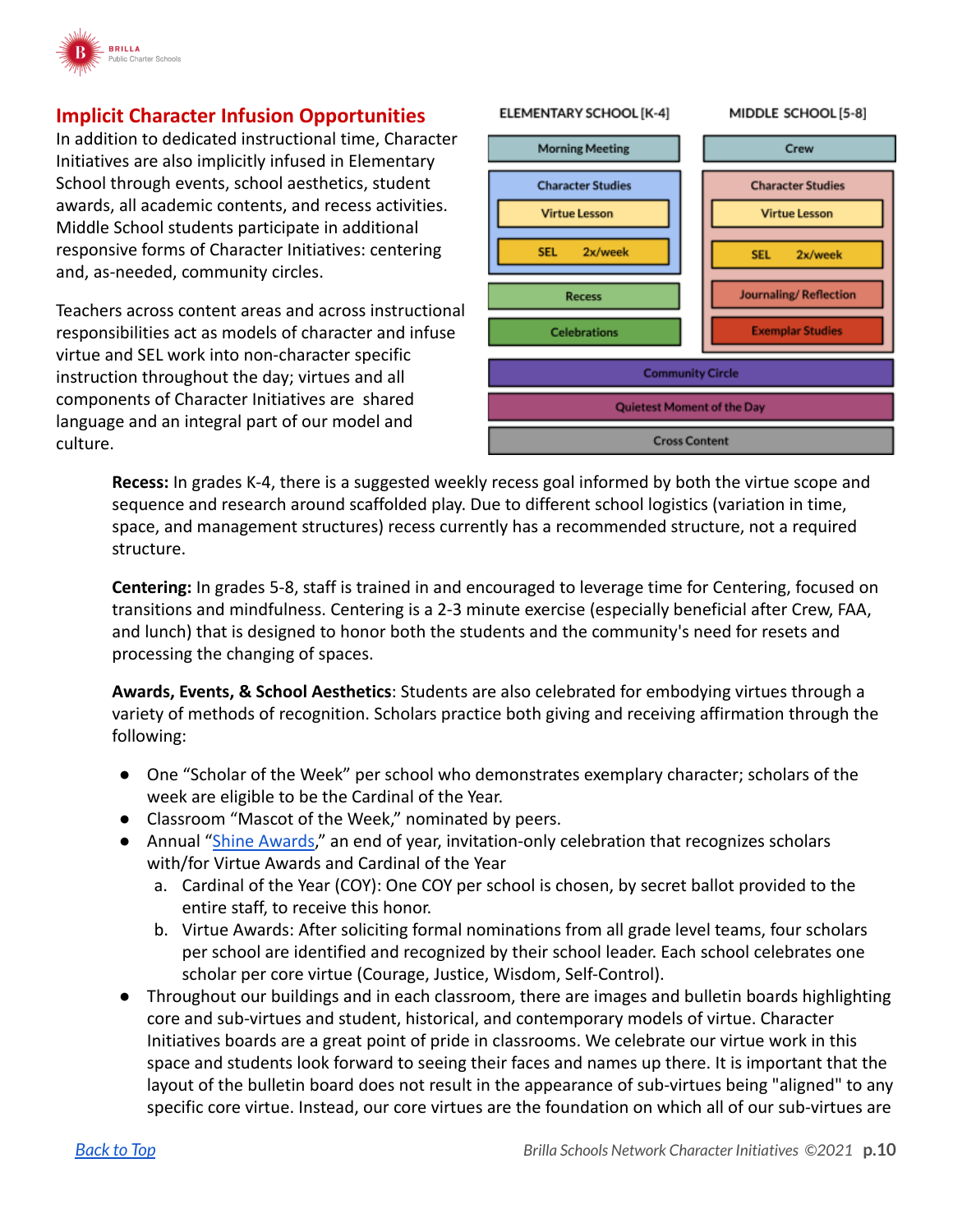## Implicit Character Infusion Opportunities

In addition to dedicated instructional time, Character Initiatives are also implicitly infused in Elementary School through events, school aesthetics, student awards, all academic contents, and recess activities. Middle School students participate in additional responsive forms of Character Initiatives: centering and, as-needed, community circles.

Teachers across content areas and across instructional responsibilities act as models of character and infuse virtue and SEL work into non-character specific instruction throughout the day; virtues and all components of Character Initiatives are shared language and an integral part of our model and culture.

| ELEMENTARY SCHOOL [K-4] | MIDDLE SCHOOL [5-8] |
|---|---|
| Morning Meeting | Crew |
| Character Studies: Virtue Lesson; SEL 2x/week | Character Studies: Virtue Lesson; SEL 2x/week; Journaling/ Reflection; Exemplar Studies |
| Recess | |
| Celebrations | |
| Community Circle | |
| Quietest Moment of the Day | |
| Cross Content | |

**Recess:** In grades K-4, there is a suggested weekly recess goal informed by both the virtue scope and sequence and research around scaffolded play. Due to different school logistics (variation in time, space, and management structures) recess currently has a recommended structure, not a required structure.

**Centering:** In grades 5-8, staff is trained in and encouraged to leverage time for Centering, focused on transitions and mindfulness. Centering is a 2-3 minute exercise (especially beneficial after Crew, FAA, and lunch) that is designed to honor both the students and the community's need for resets and processing the changing of spaces.

**Awards, Events, & School Aesthetics**: Students are also celebrated for embodying virtues through a variety of methods of recognition. Scholars practice both giving and receiving affirmation through the following:

- One "Scholar of the Week" per school who demonstrates exemplary character; scholars of the week are eligible to be the Cardinal of the Year.
- Classroom "Mascot of the Week," nominated by peers.
- Annual "Shine Awards," an end of year, invitation-only celebration that recognizes scholars with/for Virtue Awards and Cardinal of the Year
  a. Cardinal of the Year (COY): One COY per school is chosen, by secret ballot provided to the entire staff, to receive this honor.
  b. Virtue Awards: After soliciting formal nominations from all grade level teams, four scholars per school are identified and recognized by their school leader. Each school celebrates one scholar per core virtue (Courage, Justice, Wisdom, Self-Control).
- Throughout our buildings and in each classroom, there are images and bulletin boards highlighting core and sub-virtues and student, historical, and contemporary models of virtue. Character Initiatives boards are a great point of pride in classrooms. We celebrate our virtue work in this space and students look forward to seeing their faces and names up there. It is important that the layout of the bulletin board does not result in the appearance of sub-virtues being "aligned" to any specific core virtue. Instead, our core virtues are the foundation on which all of our sub-virtues are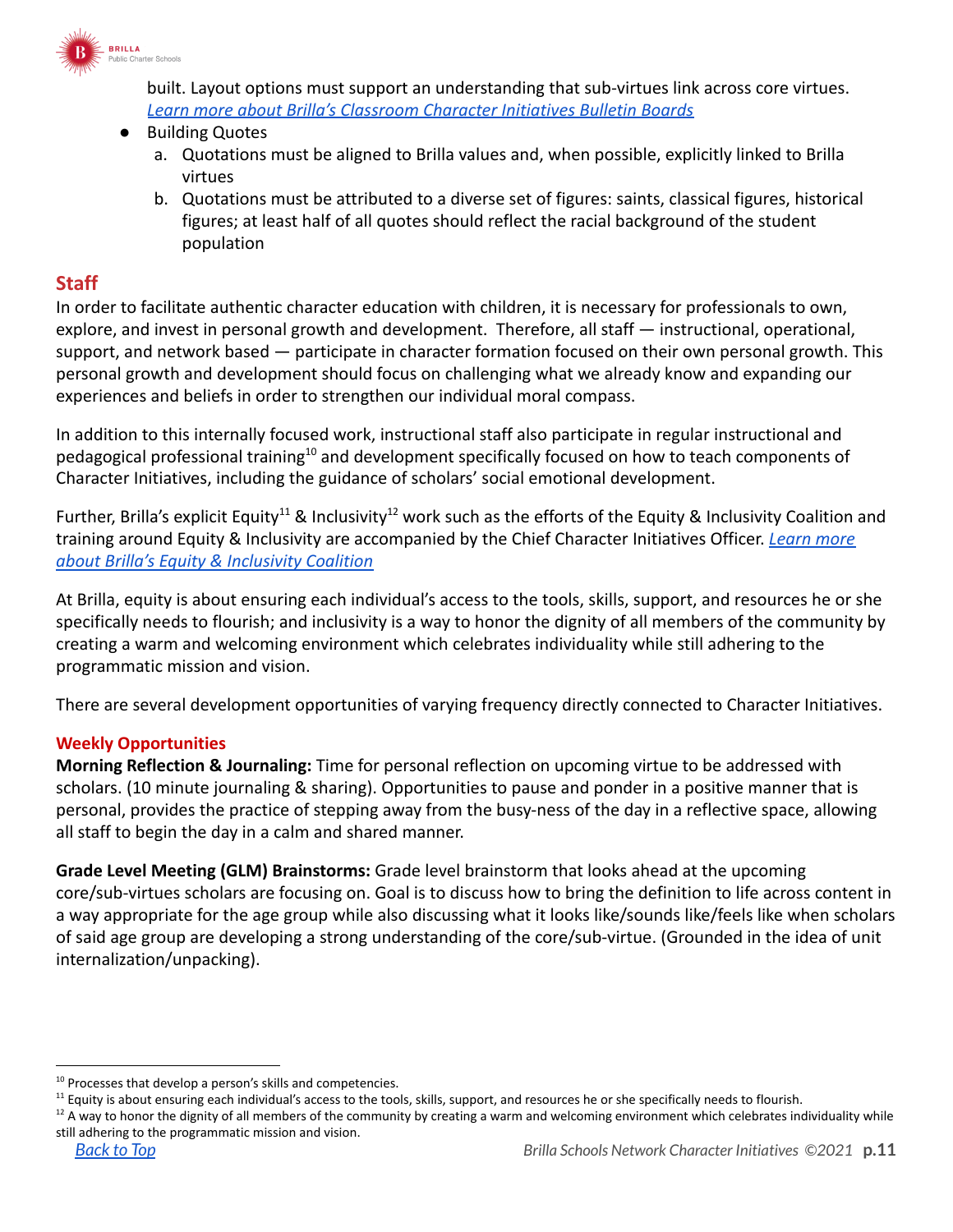built. Layout options must support an understanding that sub-virtues link across core virtues. *Learn more about Brilla's Classroom Character Initiatives Bulletin Boards*

- Building Quotes
  a. Quotations must be aligned to Brilla values and, when possible, explicitly linked to Brilla virtues
  b. Quotations must be attributed to a diverse set of figures: saints, classical figures, historical figures; at least half of all quotes should reflect the racial background of the student population

## Staff

In order to facilitate authentic character education with children, it is necessary for professionals to own, explore, and invest in personal growth and development. Therefore, all staff — instructional, operational, support, and network based — participate in character formation focused on their own personal growth. This personal growth and development should focus on challenging what we already know and expanding our experiences and beliefs in order to strengthen our individual moral compass.

In addition to this internally focused work, instructional staff also participate in regular instructional and pedagogical professional training[10] and development specifically focused on how to teach components of Character Initiatives, including the guidance of scholars' social emotional development.

Further, Brilla's explicit Equity[11] & Inclusivity[12] work such as the efforts of the Equity & Inclusivity Coalition and training around Equity & Inclusivity are accompanied by the Chief Character Initiatives Officer. *Learn more about Brilla's Equity & Inclusivity Coalition*

At Brilla, equity is about ensuring each individual's access to the tools, skills, support, and resources he or she specifically needs to flourish; and inclusivity is a way to honor the dignity of all members of the community by creating a warm and welcoming environment which celebrates individuality while still adhering to the programmatic mission and vision.

There are several development opportunities of varying frequency directly connected to Character Initiatives.

### Weekly Opportunities

**Morning Reflection & Journaling:** Time for personal reflection on upcoming virtue to be addressed with scholars. (10 minute journaling & sharing). Opportunities to pause and ponder in a positive manner that is personal, provides the practice of stepping away from the busy-ness of the day in a reflective space, allowing all staff to begin the day in a calm and shared manner.

**Grade Level Meeting (GLM) Brainstorms:** Grade level brainstorm that looks ahead at the upcoming core/sub-virtues scholars are focusing on. Goal is to discuss how to bring the definition to life across content in a way appropriate for the age group while also discussing what it looks like/sounds like/feels like when scholars of said age group are developing a strong understanding of the core/sub-virtue. (Grounded in the idea of unit internalization/unpacking).

---

[10] Processes that develop a person's skills and competencies.

[11] Equity is about ensuring each individual's access to the tools, skills, support, and resources he or she specifically needs to flourish.

[12] A way to honor the dignity of all members of the community by creating a warm and welcoming environment which celebrates individuality while still adhering to the programmatic mission and vision.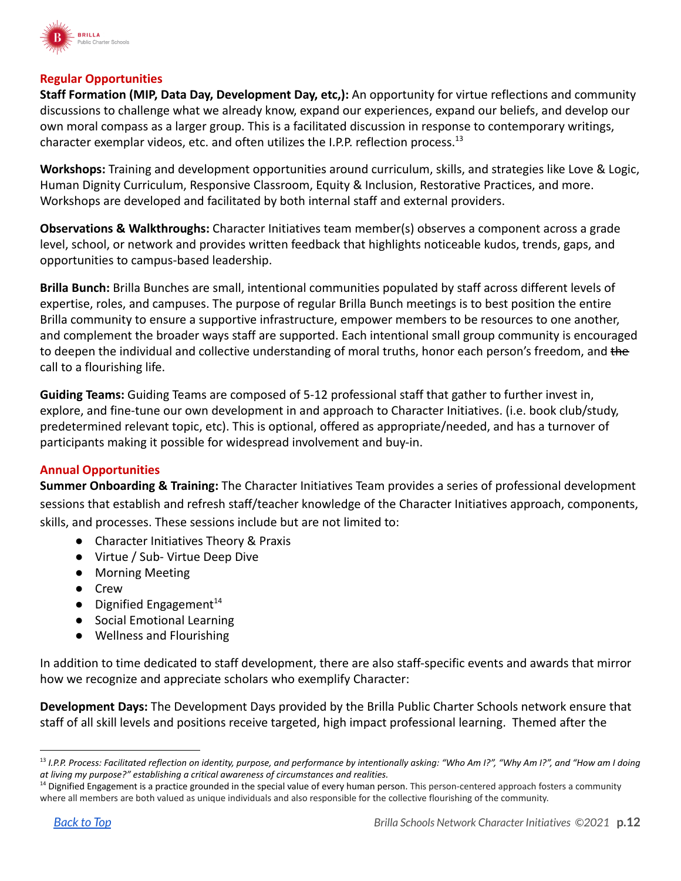## Regular Opportunities

**Staff Formation (MIP, Data Day, Development Day, etc,):** An opportunity for virtue reflections and community discussions to challenge what we already know, expand our experiences, expand our beliefs, and develop our own moral compass as a larger group. This is a facilitated discussion in response to contemporary writings, character exemplar videos, etc. and often utilizes the I.P.P. reflection process.[13]

**Workshops:** Training and development opportunities around curriculum, skills, and strategies like Love & Logic, Human Dignity Curriculum, Responsive Classroom, Equity & Inclusion, Restorative Practices, and more. Workshops are developed and facilitated by both internal staff and external providers.

**Observations & Walkthroughs:** Character Initiatives team member(s) observes a component across a grade level, school, or network and provides written feedback that highlights noticeable kudos, trends, gaps, and opportunities to campus-based leadership.

**Brilla Bunch:** Brilla Bunches are small, intentional communities populated by staff across different levels of expertise, roles, and campuses. The purpose of regular Brilla Bunch meetings is to best position the entire Brilla community to ensure a supportive infrastructure, empower members to be resources to one another, and complement the broader ways staff are supported. Each intentional small group community is encouraged to deepen the individual and collective understanding of moral truths, honor each person's freedom, and ~~the~~ call to a flourishing life.

**Guiding Teams:** Guiding Teams are composed of 5-12 professional staff that gather to further invest in, explore, and fine-tune our own development in and approach to Character Initiatives. (i.e. book club/study, predetermined relevant topic, etc). This is optional, offered as appropriate/needed, and has a turnover of participants making it possible for widespread involvement and buy-in.

## Annual Opportunities

**Summer Onboarding & Training:** The Character Initiatives Team provides a series of professional development sessions that establish and refresh staff/teacher knowledge of the Character Initiatives approach, components, skills, and processes. These sessions include but are not limited to:

- Character Initiatives Theory & Praxis
- Virtue / Sub- Virtue Deep Dive
- Morning Meeting
- Crew
- Dignified Engagement[14]
- Social Emotional Learning
- Wellness and Flourishing

In addition to time dedicated to staff development, there are also staff-specific events and awards that mirror how we recognize and appreciate scholars who exemplify Character:

**Development Days:** The Development Days provided by the Brilla Public Charter Schools network ensure that staff of all skill levels and positions receive targeted, high impact professional learning. Themed after the

---

[13] *I.P.P. Process: Facilitated reflection on identity, purpose, and performance by intentionally asking: "Who Am I?", "Why Am I?", and "How am I doing at living my purpose?" establishing a critical awareness of circumstances and realities.*

[14] Dignified Engagement is a practice grounded in the special value of every human person. This person-centered approach fosters a community where all members are both valued as unique individuals and also responsible for the collective flourishing of the community.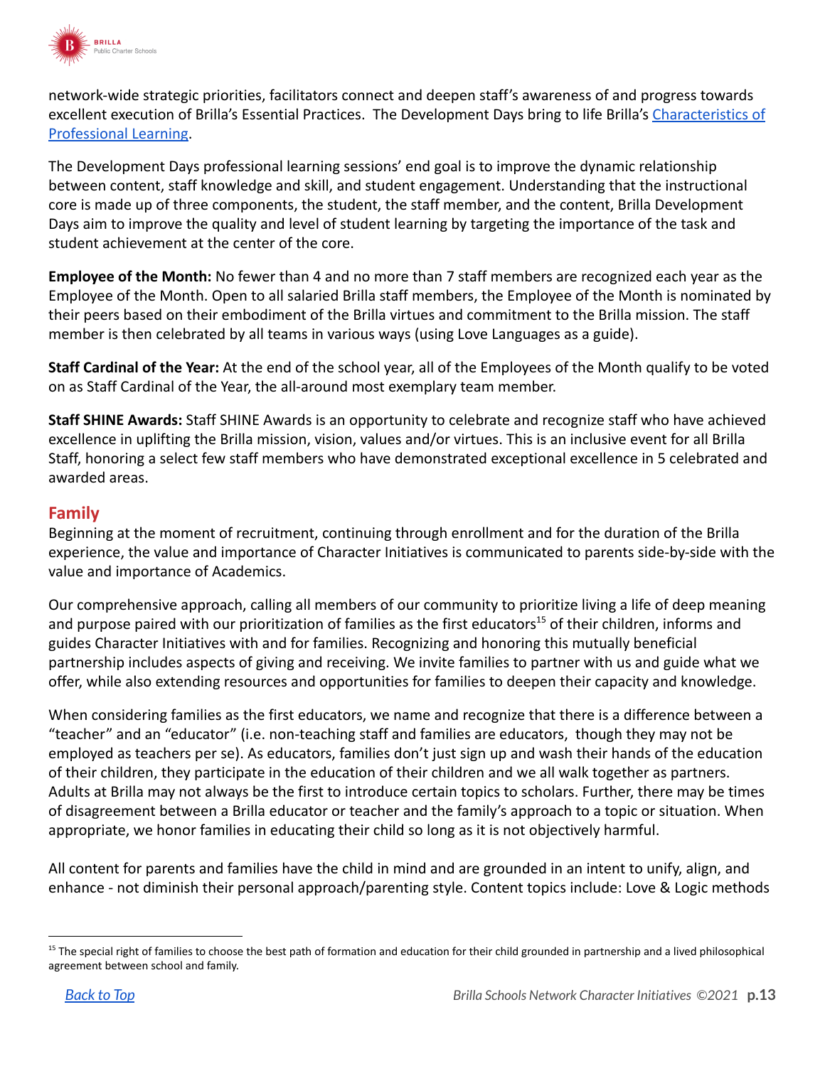network-wide strategic priorities, facilitators connect and deepen staff's awareness of and progress towards excellent execution of Brilla's Essential Practices. The Development Days bring to life Brilla's [Characteristics of Professional Learning](#).

The Development Days professional learning sessions' end goal is to improve the dynamic relationship between content, staff knowledge and skill, and student engagement. Understanding that the instructional core is made up of three components, the student, the staff member, and the content, Brilla Development Days aim to improve the quality and level of student learning by targeting the importance of the task and student achievement at the center of the core.

**Employee of the Month:** No fewer than 4 and no more than 7 staff members are recognized each year as the Employee of the Month. Open to all salaried Brilla staff members, the Employee of the Month is nominated by their peers based on their embodiment of the Brilla virtues and commitment to the Brilla mission. The staff member is then celebrated by all teams in various ways (using Love Languages as a guide).

**Staff Cardinal of the Year:** At the end of the school year, all of the Employees of the Month qualify to be voted on as Staff Cardinal of the Year, the all-around most exemplary team member.

**Staff SHINE Awards:** Staff SHINE Awards is an opportunity to celebrate and recognize staff who have achieved excellence in uplifting the Brilla mission, vision, values and/or virtues. This is an inclusive event for all Brilla Staff, honoring a select few staff members who have demonstrated exceptional excellence in 5 celebrated and awarded areas.

## Family

Beginning at the moment of recruitment, continuing through enrollment and for the duration of the Brilla experience, the value and importance of Character Initiatives is communicated to parents side-by-side with the value and importance of Academics.

Our comprehensive approach, calling all members of our community to prioritize living a life of deep meaning and purpose paired with our prioritization of families as the first educators[15] of their children, informs and guides Character Initiatives with and for families. Recognizing and honoring this mutually beneficial partnership includes aspects of giving and receiving. We invite families to partner with us and guide what we offer, while also extending resources and opportunities for families to deepen their capacity and knowledge.

When considering families as the first educators, we name and recognize that there is a difference between a "teacher" and an "educator" (i.e. non-teaching staff and families are educators, though they may not be employed as teachers per se). As educators, families don't just sign up and wash their hands of the education of their children, they participate in the education of their children and we all walk together as partners. Adults at Brilla may not always be the first to introduce certain topics to scholars. Further, there may be times of disagreement between a Brilla educator or teacher and the family's approach to a topic or situation. When appropriate, we honor families in educating their child so long as it is not objectively harmful.

All content for parents and families have the child in mind and are grounded in an intent to unify, align, and enhance - not diminish their personal approach/parenting style. Content topics include: Love & Logic methods

[15] The special right of families to choose the best path of formation and education for their child grounded in partnership and a lived philosophical agreement between school and family.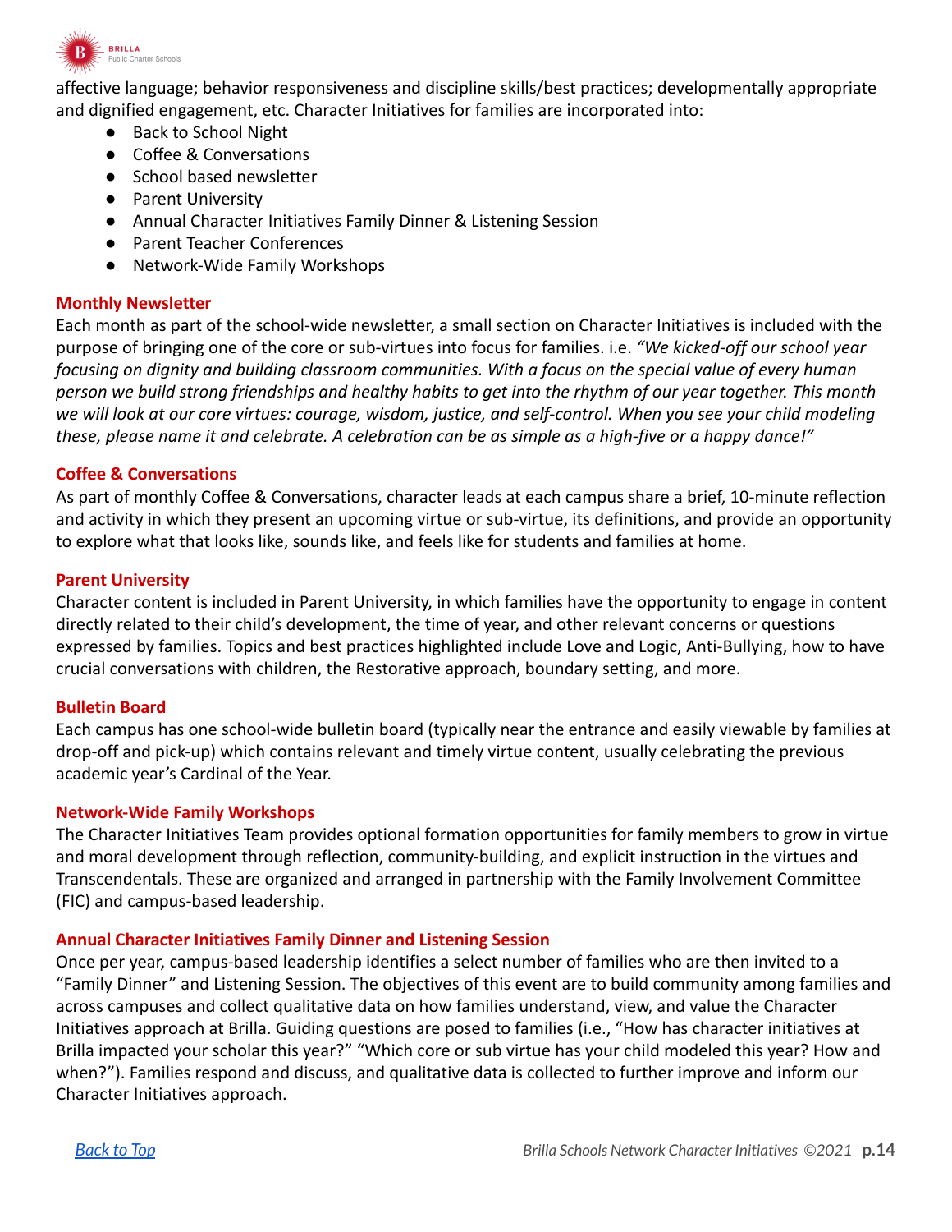affective language; behavior responsiveness and discipline skills/best practices; developmentally appropriate and dignified engagement, etc. Character Initiatives for families are incorporated into:

- Back to School Night
- Coffee & Conversations
- School based newsletter
- Parent University
- Annual Character Initiatives Family Dinner & Listening Session
- Parent Teacher Conferences
- Network-Wide Family Workshops

### Monthly Newsletter

Each month as part of the school-wide newsletter, a small section on Character Initiatives is included with the purpose of bringing one of the core or sub-virtues into focus for families. i.e. *"We kicked-off our school year focusing on dignity and building classroom communities. With a focus on the special value of every human person we build strong friendships and healthy habits to get into the rhythm of our year together. This month we will look at our core virtues: courage, wisdom, justice, and self-control. When you see your child modeling these, please name it and celebrate. A celebration can be as simple as a high-five or a happy dance!"*

### Coffee & Conversations

As part of monthly Coffee & Conversations, character leads at each campus share a brief, 10-minute reflection and activity in which they present an upcoming virtue or sub-virtue, its definitions, and provide an opportunity to explore what that looks like, sounds like, and feels like for students and families at home.

### Parent University

Character content is included in Parent University, in which families have the opportunity to engage in content directly related to their child's development, the time of year, and other relevant concerns or questions expressed by families. Topics and best practices highlighted include Love and Logic, Anti-Bullying, how to have crucial conversations with children, the Restorative approach, boundary setting, and more.

### Bulletin Board

Each campus has one school-wide bulletin board (typically near the entrance and easily viewable by families at drop-off and pick-up) which contains relevant and timely virtue content, usually celebrating the previous academic year's Cardinal of the Year.

### Network-Wide Family Workshops

The Character Initiatives Team provides optional formation opportunities for family members to grow in virtue and moral development through reflection, community-building, and explicit instruction in the virtues and Transcendentals. These are organized and arranged in partnership with the Family Involvement Committee (FIC) and campus-based leadership.

### Annual Character Initiatives Family Dinner and Listening Session

Once per year, campus-based leadership identifies a select number of families who are then invited to a "Family Dinner" and Listening Session. The objectives of this event are to build community among families and across campuses and collect qualitative data on how families understand, view, and value the Character Initiatives approach at Brilla. Guiding questions are posed to families (i.e., "How has character initiatives at Brilla impacted your scholar this year?" "Which core or sub virtue has your child modeled this year? How and when?"). Families respond and discuss, and qualitative data is collected to further improve and inform our Character Initiatives approach.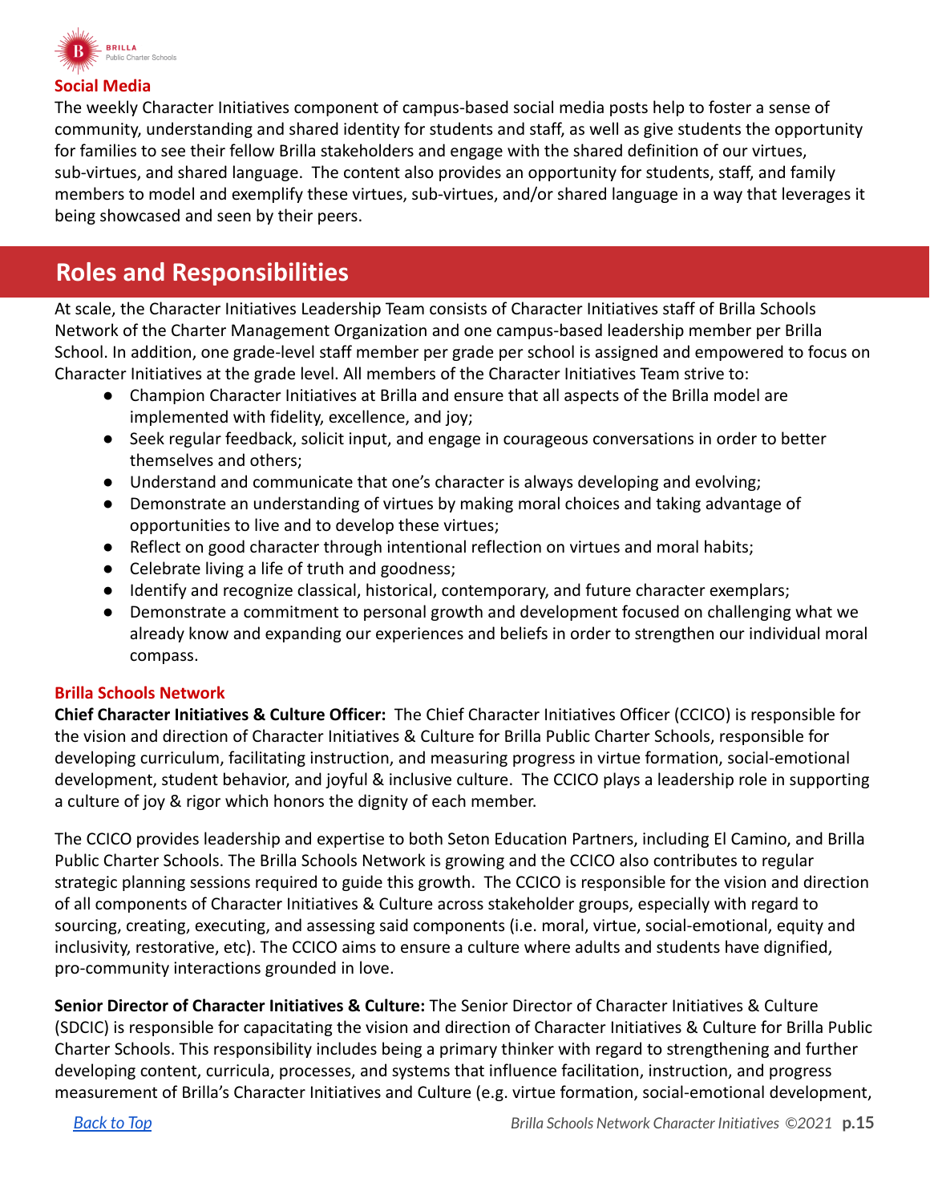### Social Media

The weekly Character Initiatives component of campus-based social media posts help to foster a sense of community, understanding and shared identity for students and staff, as well as give students the opportunity for families to see their fellow Brilla stakeholders and engage with the shared definition of our virtues, sub-virtues, and shared language. The content also provides an opportunity for students, staff, and family members to model and exemplify these virtues, sub-virtues, and/or shared language in a way that leverages it being showcased and seen by their peers.

## Roles and Responsibilities

At scale, the Character Initiatives Leadership Team consists of Character Initiatives staff of Brilla Schools Network of the Charter Management Organization and one campus-based leadership member per Brilla School. In addition, one grade-level staff member per grade per school is assigned and empowered to focus on Character Initiatives at the grade level. All members of the Character Initiatives Team strive to:

- Champion Character Initiatives at Brilla and ensure that all aspects of the Brilla model are implemented with fidelity, excellence, and joy;
- Seek regular feedback, solicit input, and engage in courageous conversations in order to better themselves and others;
- Understand and communicate that one's character is always developing and evolving;
- Demonstrate an understanding of virtues by making moral choices and taking advantage of opportunities to live and to develop these virtues;
- Reflect on good character through intentional reflection on virtues and moral habits;
- Celebrate living a life of truth and goodness;
- Identify and recognize classical, historical, contemporary, and future character exemplars;
- Demonstrate a commitment to personal growth and development focused on challenging what we already know and expanding our experiences and beliefs in order to strengthen our individual moral compass.

### Brilla Schools Network

**Chief Character Initiatives & Culture Officer:** The Chief Character Initiatives Officer (CCICO) is responsible for the vision and direction of Character Initiatives & Culture for Brilla Public Charter Schools, responsible for developing curriculum, facilitating instruction, and measuring progress in virtue formation, social-emotional development, student behavior, and joyful & inclusive culture. The CCICO plays a leadership role in supporting a culture of joy & rigor which honors the dignity of each member.

The CCICO provides leadership and expertise to both Seton Education Partners, including El Camino, and Brilla Public Charter Schools. The Brilla Schools Network is growing and the CCICO also contributes to regular strategic planning sessions required to guide this growth. The CCICO is responsible for the vision and direction of all components of Character Initiatives & Culture across stakeholder groups, especially with regard to sourcing, creating, executing, and assessing said components (i.e. moral, virtue, social-emotional, equity and inclusivity, restorative, etc). The CCICO aims to ensure a culture where adults and students have dignified, pro-community interactions grounded in love.

**Senior Director of Character Initiatives & Culture:** The Senior Director of Character Initiatives & Culture (SDCIC) is responsible for capacitating the vision and direction of Character Initiatives & Culture for Brilla Public Charter Schools. This responsibility includes being a primary thinker with regard to strengthening and further developing content, curricula, processes, and systems that influence facilitation, instruction, and progress measurement of Brilla's Character Initiatives and Culture (e.g. virtue formation, social-emotional development,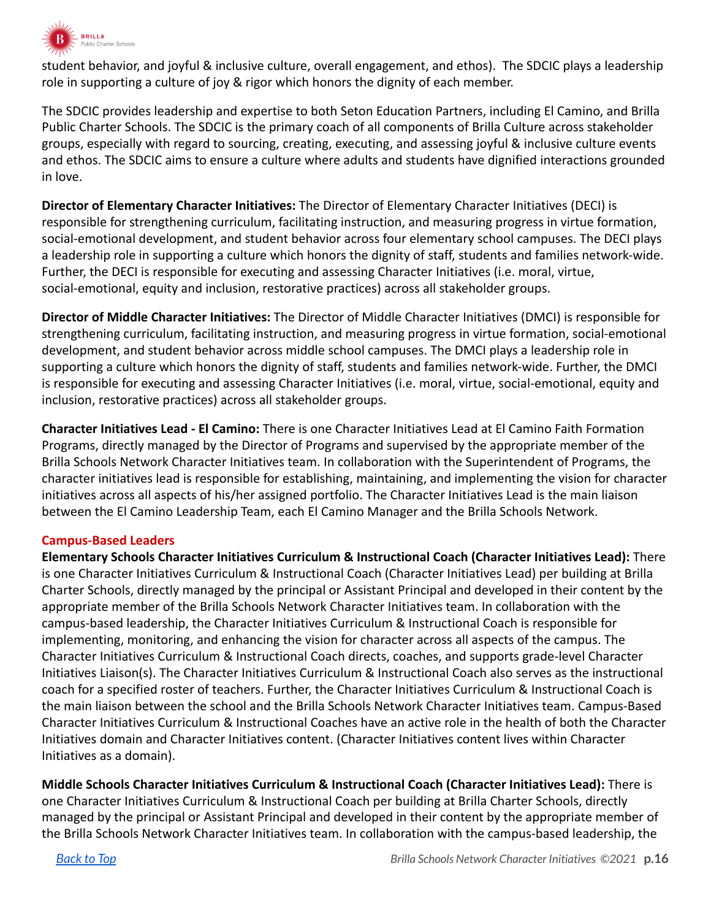student behavior, and joyful & inclusive culture, overall engagement, and ethos). The SDCIC plays a leadership role in supporting a culture of joy & rigor which honors the dignity of each member.

The SDCIC provides leadership and expertise to both Seton Education Partners, including El Camino, and Brilla Public Charter Schools. The SDCIC is the primary coach of all components of Brilla Culture across stakeholder groups, especially with regard to sourcing, creating, executing, and assessing joyful & inclusive culture events and ethos. The SDCIC aims to ensure a culture where adults and students have dignified interactions grounded in love.

**Director of Elementary Character Initiatives:** The Director of Elementary Character Initiatives (DECI) is responsible for strengthening curriculum, facilitating instruction, and measuring progress in virtue formation, social-emotional development, and student behavior across four elementary school campuses. The DECI plays a leadership role in supporting a culture which honors the dignity of staff, students and families network-wide. Further, the DECI is responsible for executing and assessing Character Initiatives (i.e. moral, virtue, social-emotional, equity and inclusion, restorative practices) across all stakeholder groups.

**Director of Middle Character Initiatives:** The Director of Middle Character Initiatives (DMCI) is responsible for strengthening curriculum, facilitating instruction, and measuring progress in virtue formation, social-emotional development, and student behavior across middle school campuses. The DMCI plays a leadership role in supporting a culture which honors the dignity of staff, students and families network-wide. Further, the DMCI is responsible for executing and assessing Character Initiatives (i.e. moral, virtue, social-emotional, equity and inclusion, restorative practices) across all stakeholder groups.

**Character Initiatives Lead - El Camino:** There is one Character Initiatives Lead at El Camino Faith Formation Programs, directly managed by the Director of Programs and supervised by the appropriate member of the Brilla Schools Network Character Initiatives team. In collaboration with the Superintendent of Programs, the character initiatives lead is responsible for establishing, maintaining, and implementing the vision for character initiatives across all aspects of his/her assigned portfolio. The Character Initiatives Lead is the main liaison between the El Camino Leadership Team, each El Camino Manager and the Brilla Schools Network.

### Campus-Based Leaders

**Elementary Schools Character Initiatives Curriculum & Instructional Coach (Character Initiatives Lead):** There is one Character Initiatives Curriculum & Instructional Coach (Character Initiatives Lead) per building at Brilla Charter Schools, directly managed by the principal or Assistant Principal and developed in their content by the appropriate member of the Brilla Schools Network Character Initiatives team. In collaboration with the campus-based leadership, the Character Initiatives Curriculum & Instructional Coach is responsible for implementing, monitoring, and enhancing the vision for character across all aspects of the campus. The Character Initiatives Curriculum & Instructional Coach directs, coaches, and supports grade-level Character Initiatives Liaison(s). The Character Initiatives Curriculum & Instructional Coach also serves as the instructional coach for a specified roster of teachers. Further, the Character Initiatives Curriculum & Instructional Coach is the main liaison between the school and the Brilla Schools Network Character Initiatives team. Campus-Based Character Initiatives Curriculum & Instructional Coaches have an active role in the health of both the Character Initiatives domain and Character Initiatives content. (Character Initiatives content lives within Character Initiatives as a domain).

**Middle Schools Character Initiatives Curriculum & Instructional Coach (Character Initiatives Lead):** There is one Character Initiatives Curriculum & Instructional Coach per building at Brilla Charter Schools, directly managed by the principal or Assistant Principal and developed in their content by the appropriate member of the Brilla Schools Network Character Initiatives team. In collaboration with the campus-based leadership, the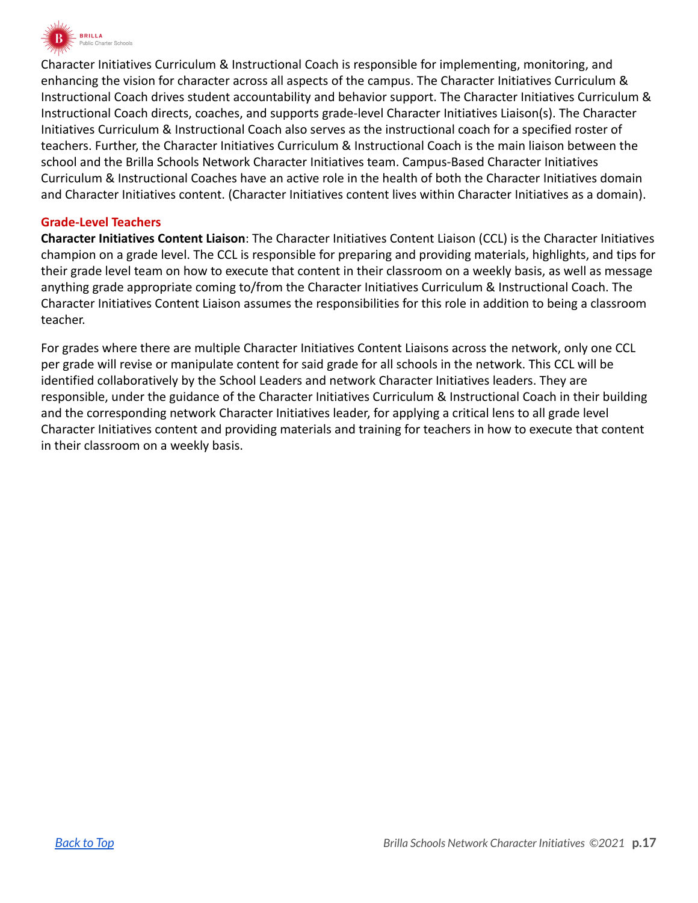Character Initiatives Curriculum & Instructional Coach is responsible for implementing, monitoring, and enhancing the vision for character across all aspects of the campus. The Character Initiatives Curriculum & Instructional Coach drives student accountability and behavior support. The Character Initiatives Curriculum & Instructional Coach directs, coaches, and supports grade-level Character Initiatives Liaison(s). The Character Initiatives Curriculum & Instructional Coach also serves as the instructional coach for a specified roster of teachers. Further, the Character Initiatives Curriculum & Instructional Coach is the main liaison between the school and the Brilla Schools Network Character Initiatives team. Campus-Based Character Initiatives Curriculum & Instructional Coaches have an active role in the health of both the Character Initiatives domain and Character Initiatives content. (Character Initiatives content lives within Character Initiatives as a domain).

### Grade-Level Teachers

**Character Initiatives Content Liaison**: The Character Initiatives Content Liaison (CCL) is the Character Initiatives champion on a grade level. The CCL is responsible for preparing and providing materials, highlights, and tips for their grade level team on how to execute that content in their classroom on a weekly basis, as well as message anything grade appropriate coming to/from the Character Initiatives Curriculum & Instructional Coach. The Character Initiatives Content Liaison assumes the responsibilities for this role in addition to being a classroom teacher.

For grades where there are multiple Character Initiatives Content Liaisons across the network, only one CCL per grade will revise or manipulate content for said grade for all schools in the network. This CCL will be identified collaboratively by the School Leaders and network Character Initiatives leaders. They are responsible, under the guidance of the Character Initiatives Curriculum & Instructional Coach in their building and the corresponding network Character Initiatives leader, for applying a critical lens to all grade level Character Initiatives content and providing materials and training for teachers in how to execute that content in their classroom on a weekly basis.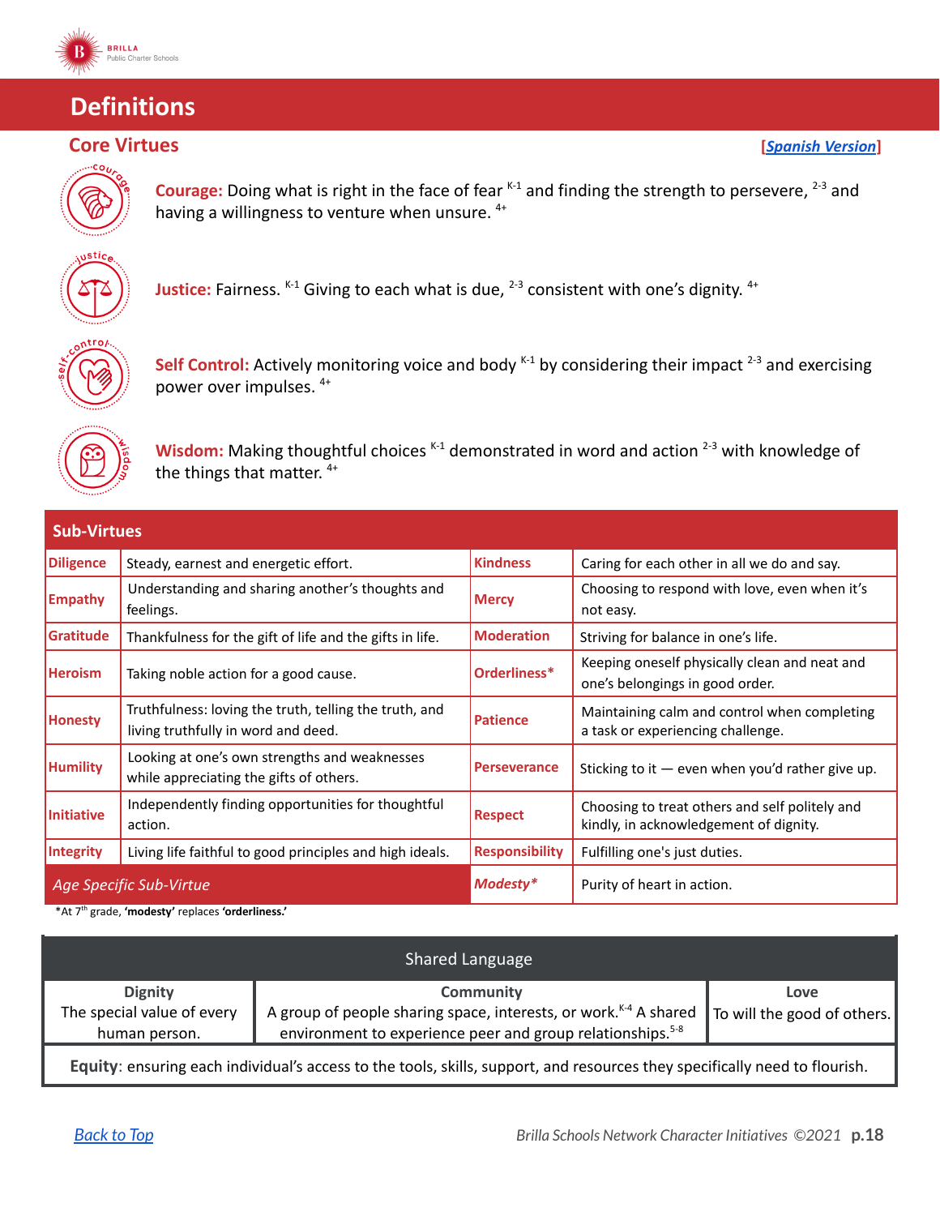# Definitions

## Core Virtues

[Spanish Version]

**Courage:** Doing what is right in the face of fear [K-1] and finding the strength to persevere, [2-3] and having a willingness to venture when unsure. [4+]

**Justice:** Fairness. [K-1] Giving to each what is due, [2-3] consistent with one's dignity. [4+]

**Self Control:** Actively monitoring voice and body [K-1] by considering their impact [2-3] and exercising power over impulses. [4+]

**Wisdom:** Making thoughtful choices [K-1] demonstrated in word and action [2-3] with knowledge of the things that matter. [4+]

## Sub-Virtues

| Sub-Virtue | Definition | Sub-Virtue | Definition |
|---|---|---|---|
| **Diligence** | Steady, earnest and energetic effort. | **Kindness** | Caring for each other in all we do and say. |
| **Empathy** | Understanding and sharing another's thoughts and feelings. | **Mercy** | Choosing to respond with love, even when it's not easy. |
| **Gratitude** | Thankfulness for the gift of life and the gifts in life. | **Moderation** | Striving for balance in one's life. |
| **Heroism** | Taking noble action for a good cause. | **Orderliness*** | Keeping oneself physically clean and neat and one's belongings in good order. |
| **Honesty** | Truthfulness: loving the truth, telling the truth, and living truthfully in word and deed. | **Patience** | Maintaining calm and control when completing a task or experiencing challenge. |
| **Humility** | Looking at one's own strengths and weaknesses while appreciating the gifts of others. | **Perseverance** | Sticking to it — even when you'd rather give up. |
| **Initiative** | Independently finding opportunities for thoughtful action. | **Respect** | Choosing to treat others and self politely and kindly, in acknowledgement of dignity. |
| **Integrity** | Living life faithful to good principles and high ideals. | **Responsibility** | Fulfilling one's just duties. |
| *Age Specific Sub-Virtue* | | ***Modesty**** | Purity of heart in action. |

*At 7th grade, **'modesty'** replaces **'orderliness.'**

## Shared Language

| Dignity | Community | Love |
|---|---|---|
| The special value of every human person. | A group of people sharing space, interests, or work.[K-4] A shared environment to experience peer and group relationships.[5-8] | To will the good of others. |

**Equity**: ensuring each individual's access to the tools, skills, support, and resources they specifically need to flourish.

Back to Top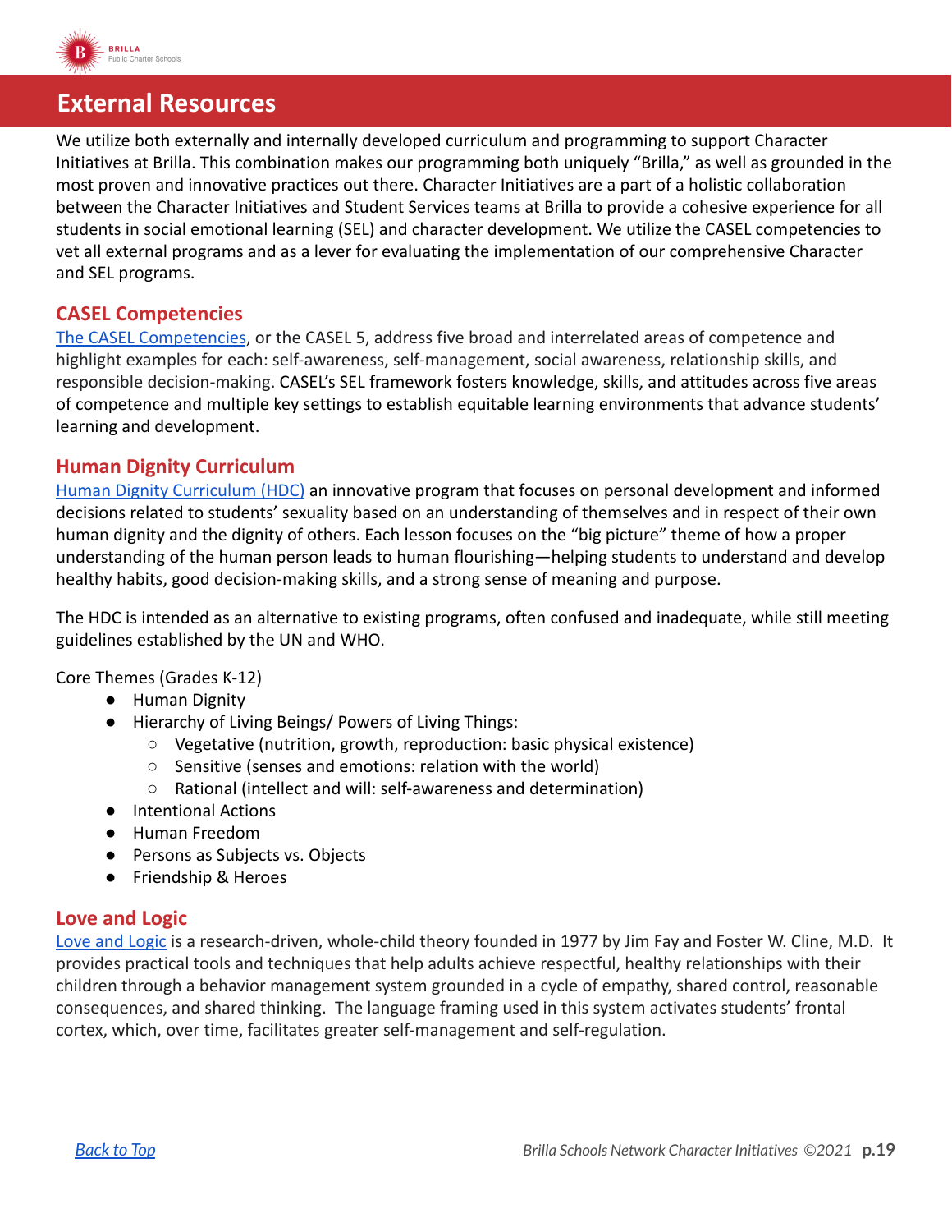# External Resources

We utilize both externally and internally developed curriculum and programming to support Character Initiatives at Brilla. This combination makes our programming both uniquely "Brilla," as well as grounded in the most proven and innovative practices out there. Character Initiatives are a part of a holistic collaboration between the Character Initiatives and Student Services teams at Brilla to provide a cohesive experience for all students in social emotional learning (SEL) and character development. We utilize the CASEL competencies to vet all external programs and as a lever for evaluating the implementation of our comprehensive Character and SEL programs.

## CASEL Competencies

The CASEL Competencies, or the CASEL 5, address five broad and interrelated areas of competence and highlight examples for each: self-awareness, self-management, social awareness, relationship skills, and responsible decision-making. CASEL's SEL framework fosters knowledge, skills, and attitudes across five areas of competence and multiple key settings to establish equitable learning environments that advance students' learning and development.

## Human Dignity Curriculum

Human Dignity Curriculum (HDC) an innovative program that focuses on personal development and informed decisions related to students' sexuality based on an understanding of themselves and in respect of their own human dignity and the dignity of others. Each lesson focuses on the "big picture" theme of how a proper understanding of the human person leads to human flourishing—helping students to understand and develop healthy habits, good decision-making skills, and a strong sense of meaning and purpose.

The HDC is intended as an alternative to existing programs, often confused and inadequate, while still meeting guidelines established by the UN and WHO.

Core Themes (Grades K-12)

- Human Dignity
- Hierarchy of Living Beings/ Powers of Living Things:
  - Vegetative (nutrition, growth, reproduction: basic physical existence)
  - Sensitive (senses and emotions: relation with the world)
  - Rational (intellect and will: self-awareness and determination)
- Intentional Actions
- Human Freedom
- Persons as Subjects vs. Objects
- Friendship & Heroes

## Love and Logic

Love and Logic is a research-driven, whole-child theory founded in 1977 by Jim Fay and Foster W. Cline, M.D. It provides practical tools and techniques that help adults achieve respectful, healthy relationships with their children through a behavior management system grounded in a cycle of empathy, shared control, reasonable consequences, and shared thinking. The language framing used in this system activates students' frontal cortex, which, over time, facilitates greater self-management and self-regulation.

*Back to Top*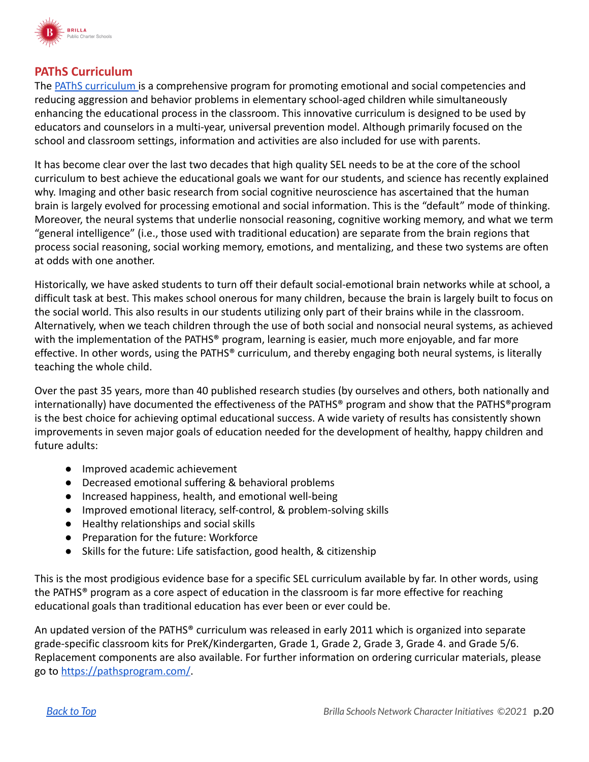## PAThS Curriculum

The [PAThS curriculum](https://pathsprogram.com/) is a comprehensive program for promoting emotional and social competencies and reducing aggression and behavior problems in elementary school-aged children while simultaneously enhancing the educational process in the classroom. This innovative curriculum is designed to be used by educators and counselors in a multi-year, universal prevention model. Although primarily focused on the school and classroom settings, information and activities are also included for use with parents.

It has become clear over the last two decades that high quality SEL needs to be at the core of the school curriculum to best achieve the educational goals we want for our students, and science has recently explained why. Imaging and other basic research from social cognitive neuroscience has ascertained that the human brain is largely evolved for processing emotional and social information. This is the "default" mode of thinking. Moreover, the neural systems that underlie nonsocial reasoning, cognitive working memory, and what we term "general intelligence" (i.e., those used with traditional education) are separate from the brain regions that process social reasoning, social working memory, emotions, and mentalizing, and these two systems are often at odds with one another.

Historically, we have asked students to turn off their default social-emotional brain networks while at school, a difficult task at best. This makes school onerous for many children, because the brain is largely built to focus on the social world. This also results in our students utilizing only part of their brains while in the classroom. Alternatively, when we teach children through the use of both social and nonsocial neural systems, as achieved with the implementation of the PATHS® program, learning is easier, much more enjoyable, and far more effective. In other words, using the PATHS® curriculum, and thereby engaging both neural systems, is literally teaching the whole child.

Over the past 35 years, more than 40 published research studies (by ourselves and others, both nationally and internationally) have documented the effectiveness of the PATHS® program and show that the PATHS®program is the best choice for achieving optimal educational success. A wide variety of results has consistently shown improvements in seven major goals of education needed for the development of healthy, happy children and future adults:

- Improved academic achievement
- Decreased emotional suffering & behavioral problems
- Increased happiness, health, and emotional well-being
- Improved emotional literacy, self-control, & problem-solving skills
- Healthy relationships and social skills
- Preparation for the future: Workforce
- Skills for the future: Life satisfaction, good health, & citizenship

This is the most prodigious evidence base for a specific SEL curriculum available by far. In other words, using the PATHS® program as a core aspect of education in the classroom is far more effective for reaching educational goals than traditional education has ever been or ever could be.

An updated version of the PATHS® curriculum was released in early 2011 which is organized into separate grade-specific classroom kits for PreK/Kindergarten, Grade 1, Grade 2, Grade 3, Grade 4. and Grade 5/6. Replacement components are also available. For further information on ordering curricular materials, please go to [https://pathsprogram.com/](https://pathsprogram.com/).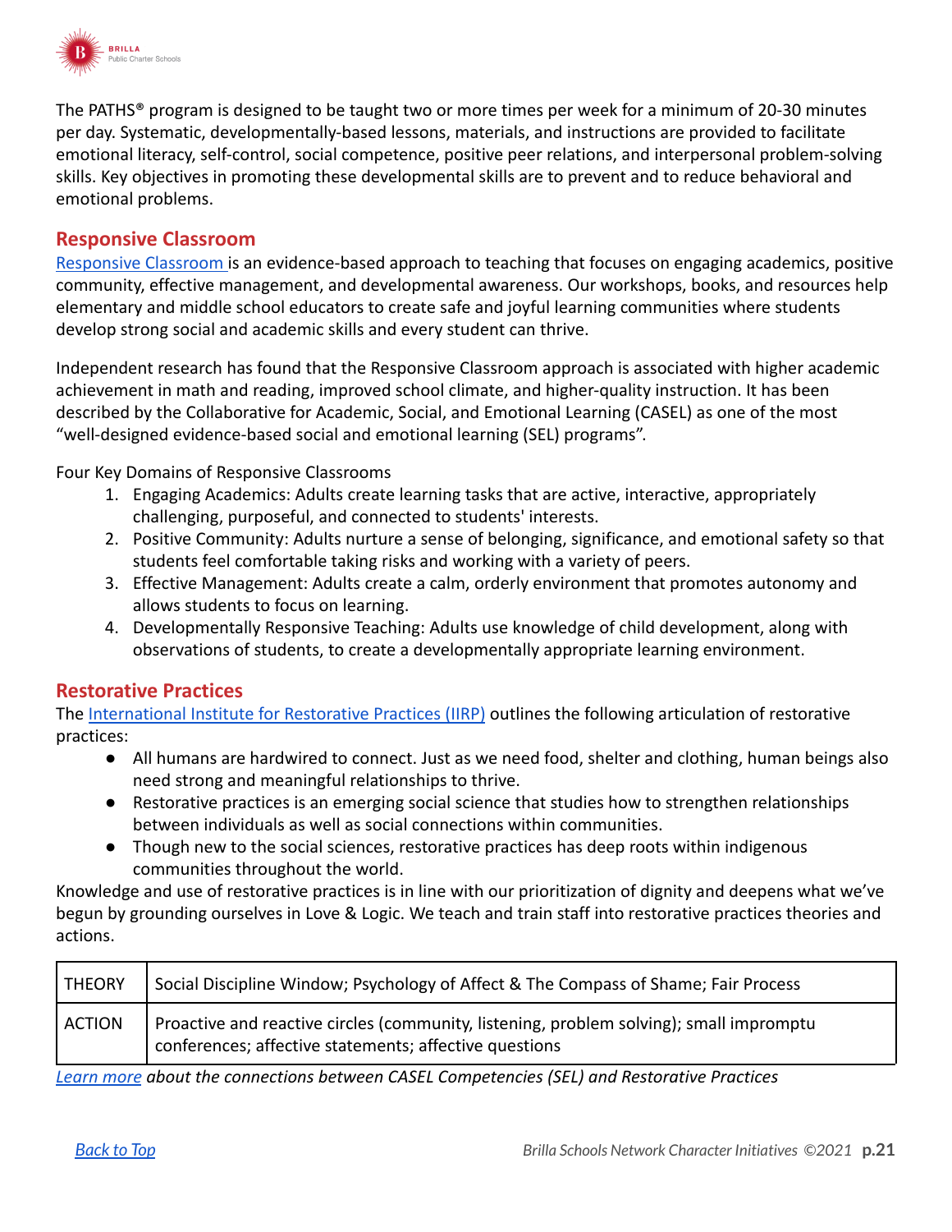The PATHS® program is designed to be taught two or more times per week for a minimum of 20-30 minutes per day. Systematic, developmentally-based lessons, materials, and instructions are provided to facilitate emotional literacy, self-control, social competence, positive peer relations, and interpersonal problem-solving skills. Key objectives in promoting these developmental skills are to prevent and to reduce behavioral and emotional problems.

## Responsive Classroom

Responsive Classroom is an evidence-based approach to teaching that focuses on engaging academics, positive community, effective management, and developmental awareness. Our workshops, books, and resources help elementary and middle school educators to create safe and joyful learning communities where students develop strong social and academic skills and every student can thrive.

Independent research has found that the Responsive Classroom approach is associated with higher academic achievement in math and reading, improved school climate, and higher-quality instruction. It has been described by the Collaborative for Academic, Social, and Emotional Learning (CASEL) as one of the most "well-designed evidence-based social and emotional learning (SEL) programs".

Four Key Domains of Responsive Classrooms

1. Engaging Academics: Adults create learning tasks that are active, interactive, appropriately challenging, purposeful, and connected to students' interests.
2. Positive Community: Adults nurture a sense of belonging, significance, and emotional safety so that students feel comfortable taking risks and working with a variety of peers.
3. Effective Management: Adults create a calm, orderly environment that promotes autonomy and allows students to focus on learning.
4. Developmentally Responsive Teaching: Adults use knowledge of child development, along with observations of students, to create a developmentally appropriate learning environment.

## Restorative Practices

The International Institute for Restorative Practices (IIRP) outlines the following articulation of restorative practices:

- All humans are hardwired to connect. Just as we need food, shelter and clothing, human beings also need strong and meaningful relationships to thrive.
- Restorative practices is an emerging social science that studies how to strengthen relationships between individuals as well as social connections within communities.
- Though new to the social sciences, restorative practices has deep roots within indigenous communities throughout the world.

Knowledge and use of restorative practices is in line with our prioritization of dignity and deepens what we've begun by grounding ourselves in Love & Logic. We teach and train staff into restorative practices theories and actions.

| THEORY | Social Discipline Window; Psychology of Affect & The Compass of Shame; Fair Process |
|---|---|
| ACTION | Proactive and reactive circles (community, listening, problem solving); small impromptu conferences; affective statements; affective questions |

*Learn more about the connections between CASEL Competencies (SEL) and Restorative Practices*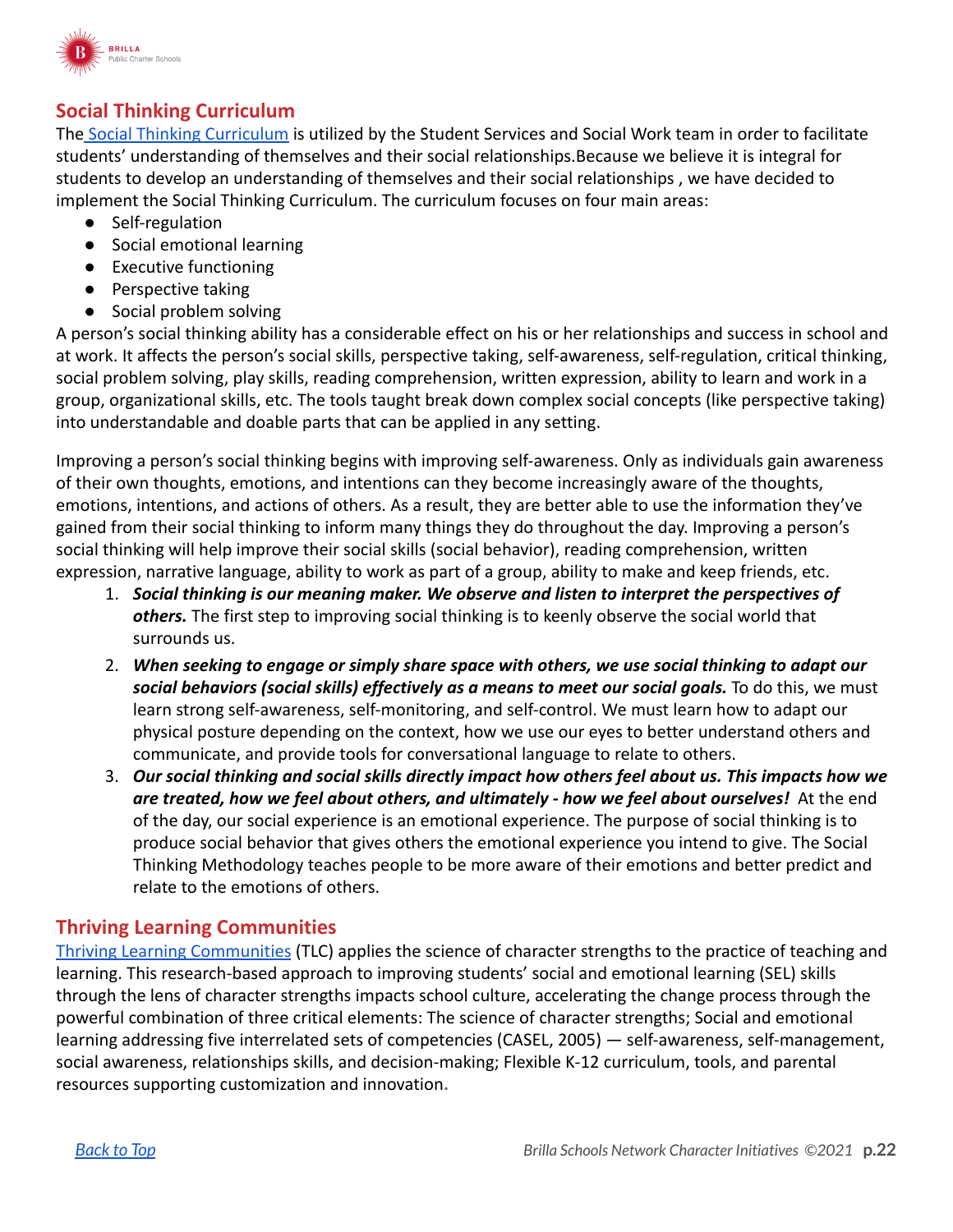## Social Thinking Curriculum

The Social Thinking Curriculum is utilized by the Student Services and Social Work team in order to facilitate students' understanding of themselves and their social relationships.Because we believe it is integral for students to develop an understanding of themselves and their social relationships , we have decided to implement the Social Thinking Curriculum. The curriculum focuses on four main areas:

- Self-regulation
- Social emotional learning
- Executive functioning
- Perspective taking
- Social problem solving

A person's social thinking ability has a considerable effect on his or her relationships and success in school and at work. It affects the person's social skills, perspective taking, self-awareness, self-regulation, critical thinking, social problem solving, play skills, reading comprehension, written expression, ability to learn and work in a group, organizational skills, etc. The tools taught break down complex social concepts (like perspective taking) into understandable and doable parts that can be applied in any setting.

Improving a person's social thinking begins with improving self-awareness. Only as individuals gain awareness of their own thoughts, emotions, and intentions can they become increasingly aware of the thoughts, emotions, intentions, and actions of others. As a result, they are better able to use the information they've gained from their social thinking to inform many things they do throughout the day. Improving a person's social thinking will help improve their social skills (social behavior), reading comprehension, written expression, narrative language, ability to work as part of a group, ability to make and keep friends, etc.

1. ***Social thinking is our meaning maker. We observe and listen to interpret the perspectives of others.*** The first step to improving social thinking is to keenly observe the social world that surrounds us.
2. ***When seeking to engage or simply share space with others, we use social thinking to adapt our social behaviors (social skills) effectively as a means to meet our social goals.*** To do this, we must learn strong self-awareness, self-monitoring, and self-control. We must learn how to adapt our physical posture depending on the context, how we use our eyes to better understand others and communicate, and provide tools for conversational language to relate to others.
3. ***Our social thinking and social skills directly impact how others feel about us. This impacts how we are treated, how we feel about others, and ultimately - how we feel about ourselves!*** At the end of the day, our social experience is an emotional experience. The purpose of social thinking is to produce social behavior that gives others the emotional experience you intend to give. The Social Thinking Methodology teaches people to be more aware of their emotions and better predict and relate to the emotions of others.

## Thriving Learning Communities

Thriving Learning Communities (TLC) applies the science of character strengths to the practice of teaching and learning. This research-based approach to improving students' social and emotional learning (SEL) skills through the lens of character strengths impacts school culture, accelerating the change process through the powerful combination of three critical elements: The science of character strengths; Social and emotional learning addressing five interrelated sets of competencies (CASEL, 2005) — self-awareness, self-management, social awareness, relationships skills, and decision-making; Flexible K-12 curriculum, tools, and parental resources supporting customization and innovation.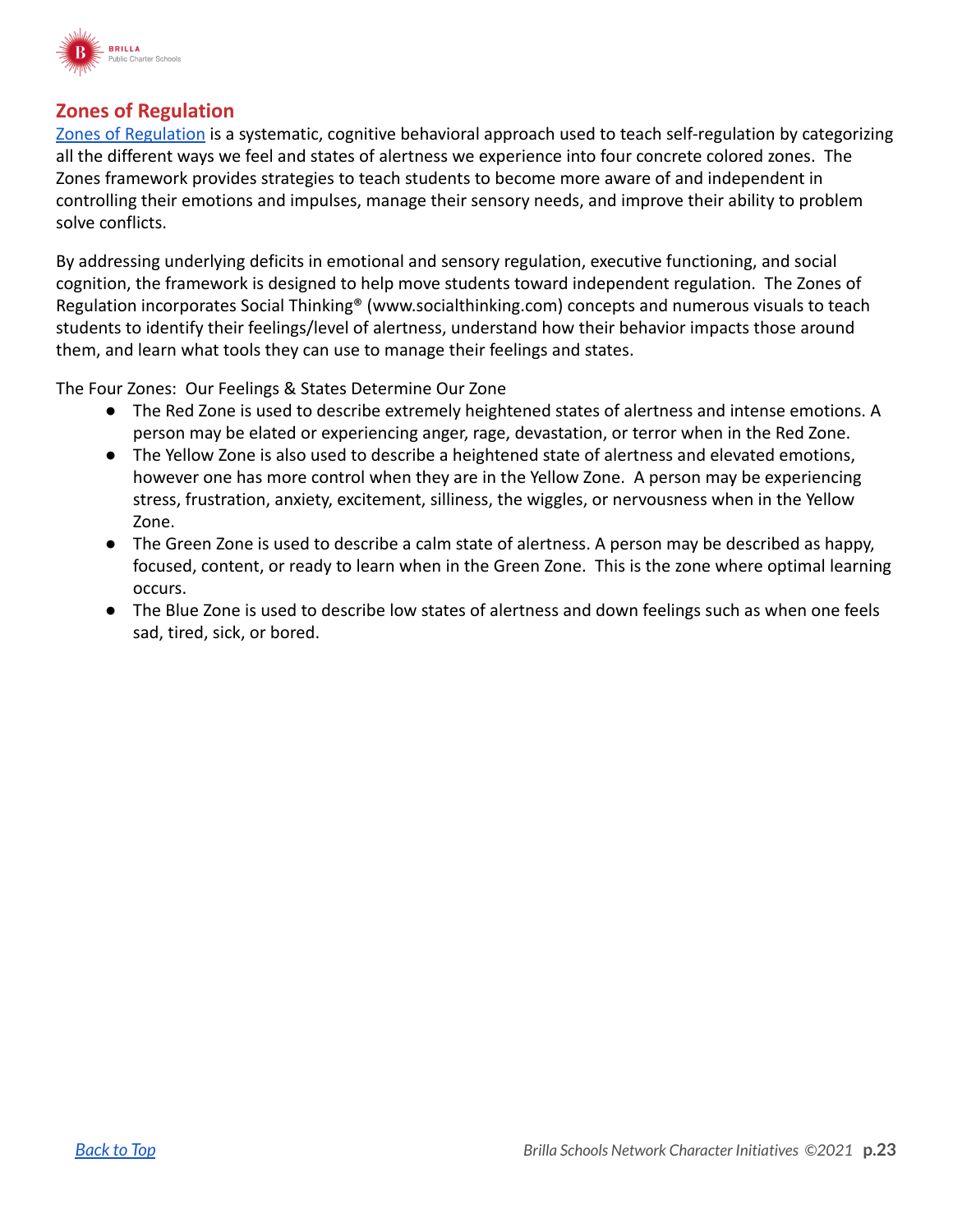## Zones of Regulation

Zones of Regulation is a systematic, cognitive behavioral approach used to teach self-regulation by categorizing all the different ways we feel and states of alertness we experience into four concrete colored zones. The Zones framework provides strategies to teach students to become more aware of and independent in controlling their emotions and impulses, manage their sensory needs, and improve their ability to problem solve conflicts.

By addressing underlying deficits in emotional and sensory regulation, executive functioning, and social cognition, the framework is designed to help move students toward independent regulation. The Zones of Regulation incorporates Social Thinking® (www.socialthinking.com) concepts and numerous visuals to teach students to identify their feelings/level of alertness, understand how their behavior impacts those around them, and learn what tools they can use to manage their feelings and states.

The Four Zones: Our Feelings & States Determine Our Zone

- The Red Zone is used to describe extremely heightened states of alertness and intense emotions. A person may be elated or experiencing anger, rage, devastation, or terror when in the Red Zone.
- The Yellow Zone is also used to describe a heightened state of alertness and elevated emotions, however one has more control when they are in the Yellow Zone. A person may be experiencing stress, frustration, anxiety, excitement, silliness, the wiggles, or nervousness when in the Yellow Zone.
- The Green Zone is used to describe a calm state of alertness. A person may be described as happy, focused, content, or ready to learn when in the Green Zone. This is the zone where optimal learning occurs.
- The Blue Zone is used to describe low states of alertness and down feelings such as when one feels sad, tired, sick, or bored.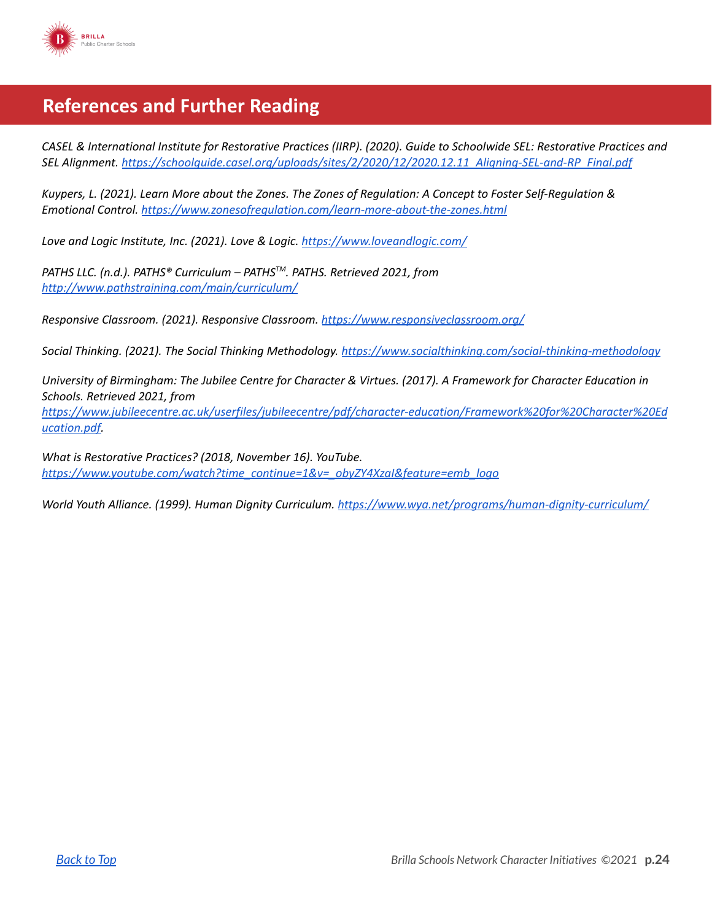## References and Further Reading

*CASEL & International Institute for Restorative Practices (IIRP). (2020). Guide to Schoolwide SEL: Restorative Practices and SEL Alignment. https://schoolguide.casel.org/uploads/sites/2/2020/12/2020.12.11_Aligning-SEL-and-RP_Final.pdf*

*Kuypers, L. (2021). Learn More about the Zones. The Zones of Regulation: A Concept to Foster Self-Regulation & Emotional Control. https://www.zonesofregulation.com/learn-more-about-the-zones.html*

*Love and Logic Institute, Inc. (2021). Love & Logic. https://www.loveandlogic.com/*

*PATHS LLC. (n.d.). PATHS® Curriculum – PATHS™. PATHS. Retrieved 2021, from http://www.pathstraining.com/main/curriculum/*

*Responsive Classroom. (2021). Responsive Classroom. https://www.responsiveclassroom.org/*

*Social Thinking. (2021). The Social Thinking Methodology. https://www.socialthinking.com/social-thinking-methodology*

*University of Birmingham: The Jubilee Centre for Character & Virtues. (2017). A Framework for Character Education in Schools. Retrieved 2021, from https://www.jubileecentre.ac.uk/userfiles/jubileecentre/pdf/character-education/Framework%20for%20Character%20Education.pdf.*

*What is Restorative Practices? (2018, November 16). YouTube. https://www.youtube.com/watch?time_continue=1&v=_obyZY4XzaI&feature=emb_logo*

*World Youth Alliance. (1999). Human Dignity Curriculum. https://www.wya.net/programs/human-dignity-curriculum/*

Back to Top